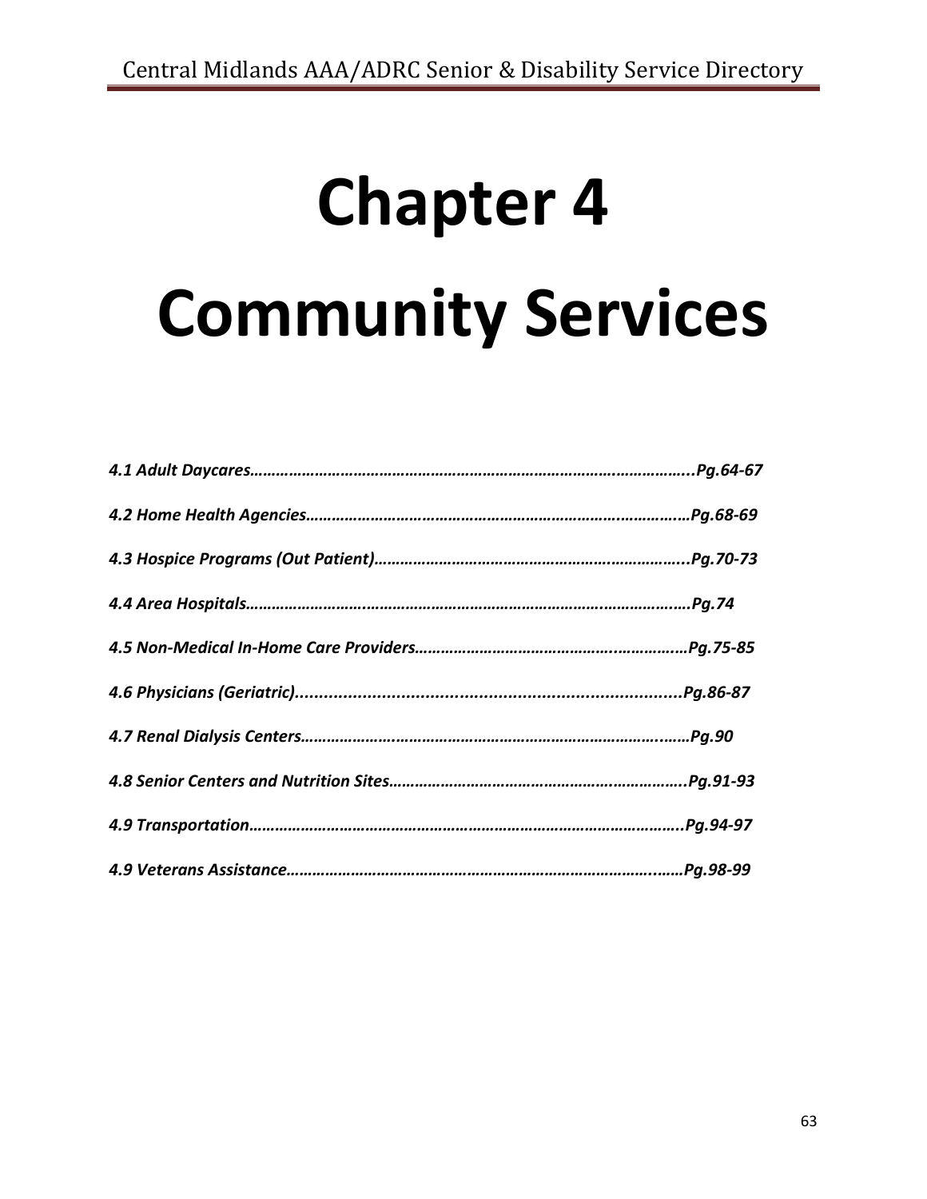# Chapter 4

# Community Services

*4.1 Adult Daycares……………………………………………………………………………………...Pg.64-67*

*4.2 Home Health Agencies……………………………………………………………………………Pg.68-69*

*4.3 Hospice Programs (Out Patient)……………………………………………………………...Pg.70-73*

*4.4 Area Hospitals…………………………………………………………………………………….Pg.74*

*4.5 Non-Medical In-Home Care Providers…………………………………………………….Pg.75-85*

*4.6 Physicians (Geriatric)...............................................................................Pg.86-87*

*4.7 Renal Dialysis Centers………………………………………………………………………..……Pg.90*

*4.8 Senior Centers and Nutrition Sites…………………………………………………………..Pg.91-93*

*4.9 Transportation………………………………………………………………………………………..Pg.94-97*

*4.9 Veterans Assistance…………………………………………………………………………..……Pg.98-99*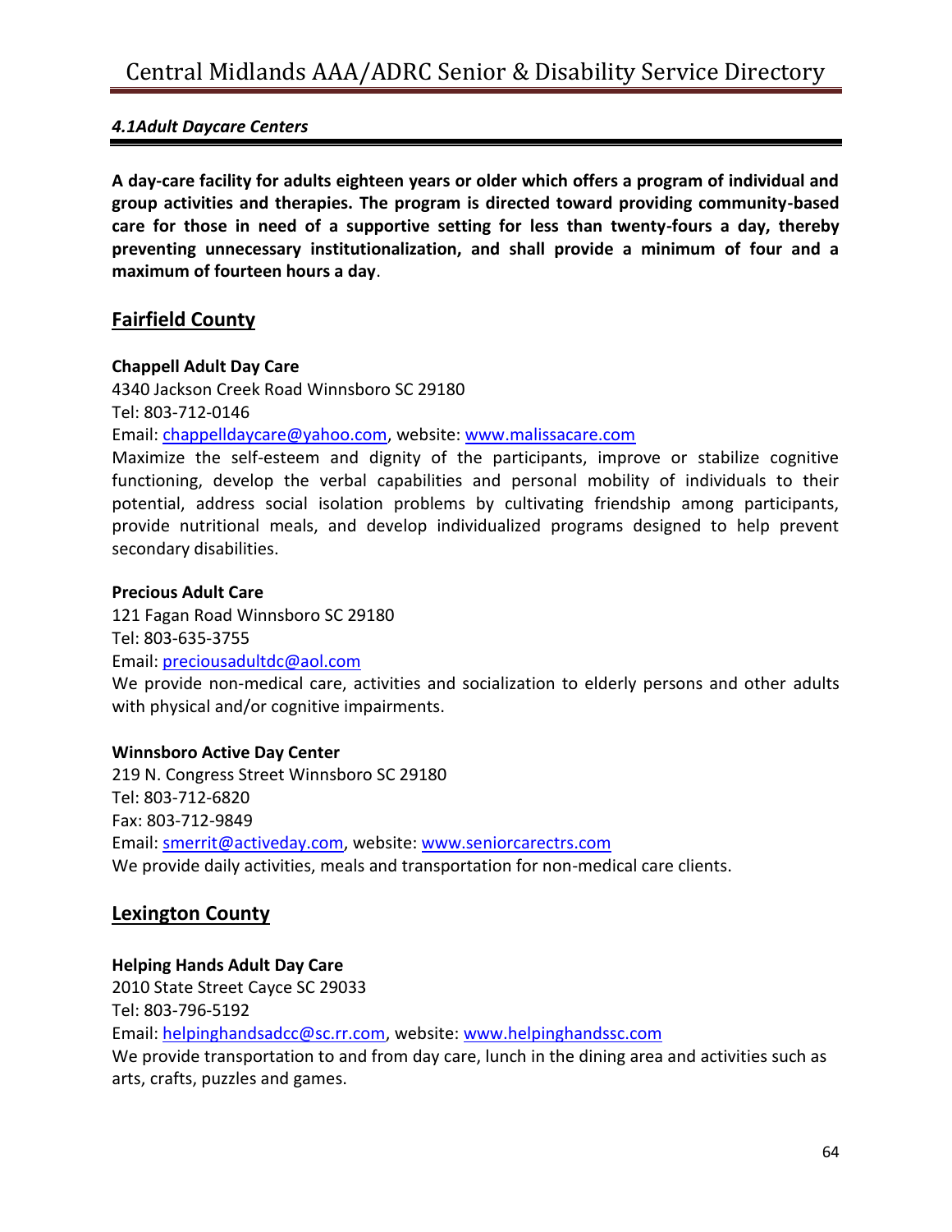### *4.1Adult Daycare Centers*

**A day-care facility for adults eighteen years or older which offers a program of individual and group activities and therapies. The program is directed toward providing community-based care for those in need of a supportive setting for less than twenty-fours a day, thereby preventing unnecessary institutionalization, and shall provide a minimum of four and a maximum of fourteen hours a day**.

## Fairfield County

**Chappell Adult Day Care**
4340 Jackson Creek Road Winnsboro SC 29180
Tel: 803-712-0146
Email: chappelldaycare@yahoo.com, website: www.malissacare.com
Maximize the self-esteem and dignity of the participants, improve or stabilize cognitive functioning, develop the verbal capabilities and personal mobility of individuals to their potential, address social isolation problems by cultivating friendship among participants, provide nutritional meals, and develop individualized programs designed to help prevent secondary disabilities.

**Precious Adult Care**
121 Fagan Road Winnsboro SC 29180
Tel: 803-635-3755
Email: preciousadultdc@aol.com
We provide non-medical care, activities and socialization to elderly persons and other adults with physical and/or cognitive impairments.

**Winnsboro Active Day Center**
219 N. Congress Street Winnsboro SC 29180
Tel: 803-712-6820
Fax: 803-712-9849
Email: smerrit@activeday.com, website: www.seniorcarectrs.com
We provide daily activities, meals and transportation for non-medical care clients.

## Lexington County

**Helping Hands Adult Day Care**
2010 State Street Cayce SC 29033
Tel: 803-796-5192
Email: helpinghandsadcc@sc.rr.com, website: www.helpinghandssc.com
We provide transportation to and from day care, lunch in the dining area and activities such as arts, crafts, puzzles and games.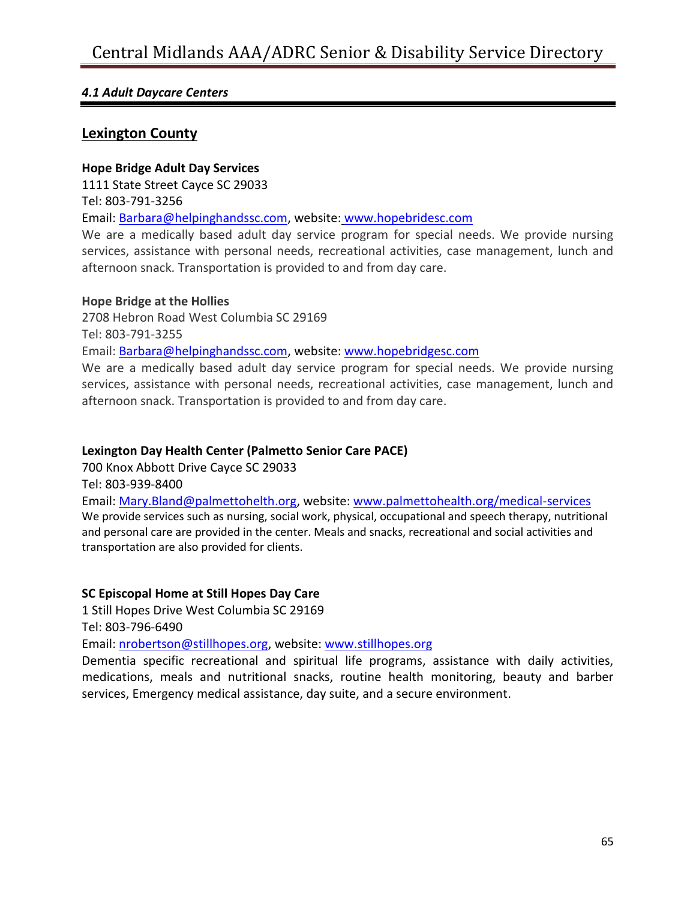### *4.1 Adult Daycare Centers*

## Lexington County

**Hope Bridge Adult Day Services**
1111 State Street Cayce SC 29033
Tel: 803-791-3256
Email: Barbara@helpinghandssc.com, website: www.hopebridesc.com
We are a medically based adult day service program for special needs. We provide nursing services, assistance with personal needs, recreational activities, case management, lunch and afternoon snack. Transportation is provided to and from day care.

**Hope Bridge at the Hollies**
2708 Hebron Road West Columbia SC 29169
Tel: 803-791-3255
Email: Barbara@helpinghandssc.com, website: www.hopebridgesc.com
We are a medically based adult day service program for special needs. We provide nursing services, assistance with personal needs, recreational activities, case management, lunch and afternoon snack. Transportation is provided to and from day care.

**Lexington Day Health Center (Palmetto Senior Care PACE)**
700 Knox Abbott Drive Cayce SC 29033
Tel: 803-939-8400
Email: Mary.Bland@palmettohelth.org, website: www.palmettohealth.org/medical-services
We provide services such as nursing, social work, physical, occupational and speech therapy, nutritional and personal care are provided in the center. Meals and snacks, recreational and social activities and transportation are also provided for clients.

**SC Episcopal Home at Still Hopes Day Care**
1 Still Hopes Drive West Columbia SC 29169
Tel: 803-796-6490
Email: nrobertson@stillhopes.org, website: www.stillhopes.org
Dementia specific recreational and spiritual life programs, assistance with daily activities, medications, meals and nutritional snacks, routine health monitoring, beauty and barber services, Emergency medical assistance, day suite, and a secure environment.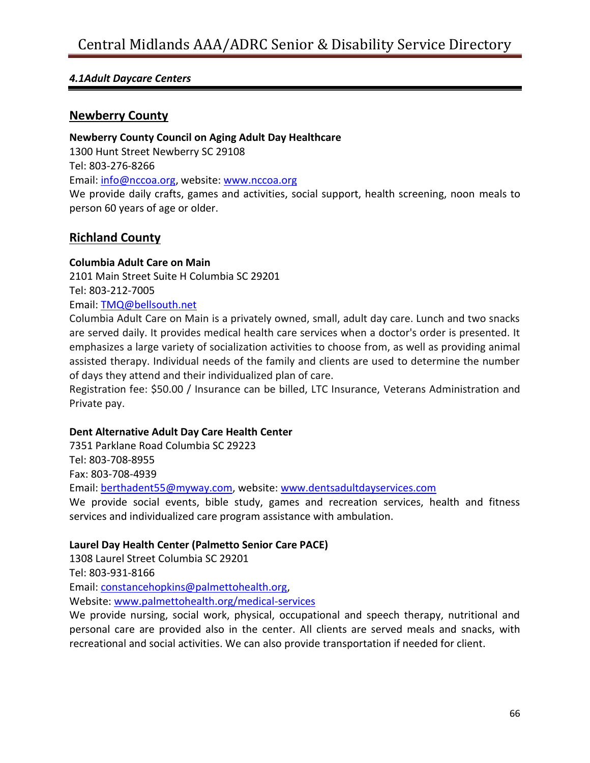## *4.1Adult Daycare Centers*

### Newberry County

**Newberry County Council on Aging Adult Day Healthcare**
1300 Hunt Street Newberry SC 29108
Tel: 803-276-8266
Email: info@nccoa.org, website: www.nccoa.org
We provide daily crafts, games and activities, social support, health screening, noon meals to person 60 years of age or older.

### Richland County

**Columbia Adult Care on Main**
2101 Main Street Suite H Columbia SC 29201
Tel: 803-212-7005
Email: TMQ@bellsouth.net
Columbia Adult Care on Main is a privately owned, small, adult day care. Lunch and two snacks are served daily. It provides medical health care services when a doctor's order is presented. It emphasizes a large variety of socialization activities to choose from, as well as providing animal assisted therapy. Individual needs of the family and clients are used to determine the number of days they attend and their individualized plan of care.
Registration fee: $50.00 / Insurance can be billed, LTC Insurance, Veterans Administration and Private pay.

**Dent Alternative Adult Day Care Health Center**
7351 Parklane Road Columbia SC 29223
Tel: 803-708-8955
Fax: 803-708-4939
Email: berthadent55@myway.com, website: www.dentsadultdayservices.com
We provide social events, bible study, games and recreation services, health and fitness services and individualized care program assistance with ambulation.

**Laurel Day Health Center (Palmetto Senior Care PACE)**
1308 Laurel Street Columbia SC 29201
Tel: 803-931-8166
Email: constancehopkins@palmettohealth.org,
Website: www.palmettohealth.org/medical-services
We provide nursing, social work, physical, occupational and speech therapy, nutritional and personal care are provided also in the center. All clients are served meals and snacks, with recreational and social activities. We can also provide transportation if needed for client.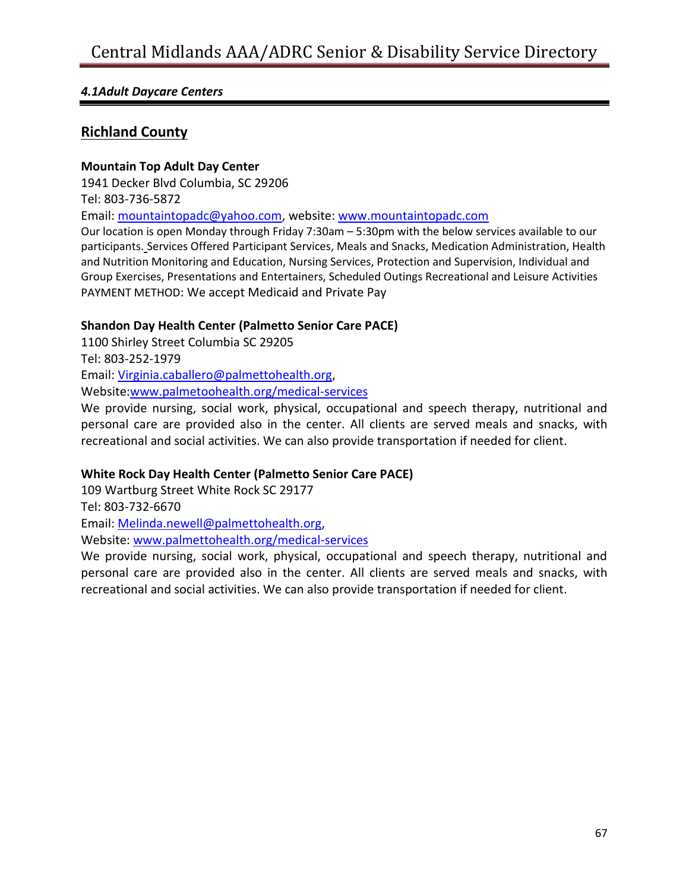### *4.1Adult Daycare Centers*

## Richland County

**Mountain Top Adult Day Center**
1941 Decker Blvd Columbia, SC 29206
Tel: 803-736-5872
Email: mountaintopadc@yahoo.com, website: www.mountaintopadc.com
Our location is open Monday through Friday 7:30am – 5:30pm with the below services available to our participants. Services Offered Participant Services, Meals and Snacks, Medication Administration, Health and Nutrition Monitoring and Education, Nursing Services, Protection and Supervision, Individual and Group Exercises, Presentations and Entertainers, Scheduled Outings Recreational and Leisure Activities
PAYMENT METHOD: We accept Medicaid and Private Pay

**Shandon Day Health Center (Palmetto Senior Care PACE)**
1100 Shirley Street Columbia SC 29205
Tel: 803-252-1979
Email: Virginia.caballero@palmettohealth.org,
Website:www.palmetoohealth.org/medical-services
We provide nursing, social work, physical, occupational and speech therapy, nutritional and personal care are provided also in the center. All clients are served meals and snacks, with recreational and social activities. We can also provide transportation if needed for client.

**White Rock Day Health Center (Palmetto Senior Care PACE)**
109 Wartburg Street White Rock SC 29177
Tel: 803-732-6670
Email: Melinda.newell@palmettohealth.org,
Website: www.palmettohealth.org/medical-services
We provide nursing, social work, physical, occupational and speech therapy, nutritional and personal care are provided also in the center. All clients are served meals and snacks, with recreational and social activities. We can also provide transportation if needed for client.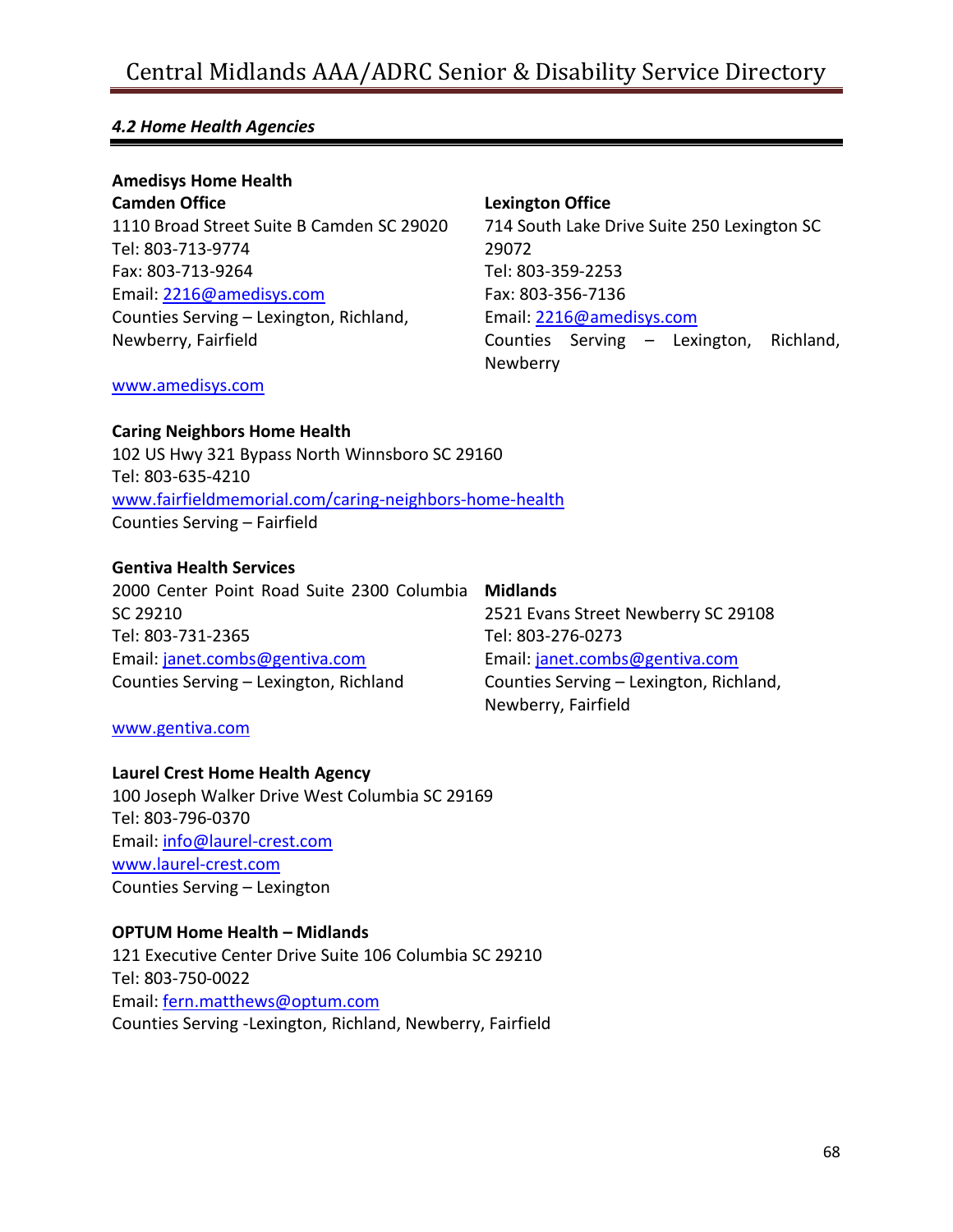#### *4.2 Home Health Agencies*

**Amedisys Home Health**

**Camden Office**
1110 Broad Street Suite B Camden SC 29020
Tel: 803-713-9774
Fax: 803-713-9264
Email: 2216@amedisys.com
Counties Serving – Lexington, Richland, Newberry, Fairfield

**Lexington Office**
714 South Lake Drive Suite 250 Lexington SC 29072
Tel: 803-359-2253
Fax: 803-356-7136
Email: 2216@amedisys.com
Counties Serving – Lexington, Richland, Newberry

www.amedisys.com

**Caring Neighbors Home Health**
102 US Hwy 321 Bypass North Winnsboro SC 29160
Tel: 803-635-4210
www.fairfieldmemorial.com/caring-neighbors-home-health
Counties Serving – Fairfield

**Gentiva Health Services**
2000 Center Point Road Suite 2300 Columbia SC 29210
Tel: 803-731-2365
Email: janet.combs@gentiva.com
Counties Serving – Lexington, Richland

**Midlands**
2521 Evans Street Newberry SC 29108
Tel: 803-276-0273
Email: janet.combs@gentiva.com
Counties Serving – Lexington, Richland, Newberry, Fairfield

www.gentiva.com

**Laurel Crest Home Health Agency**
100 Joseph Walker Drive West Columbia SC 29169
Tel: 803-796-0370
Email: info@laurel-crest.com
www.laurel-crest.com
Counties Serving – Lexington

**OPTUM Home Health – Midlands**
121 Executive Center Drive Suite 106 Columbia SC 29210
Tel: 803-750-0022
Email: fern.matthews@optum.com
Counties Serving -Lexington, Richland, Newberry, Fairfield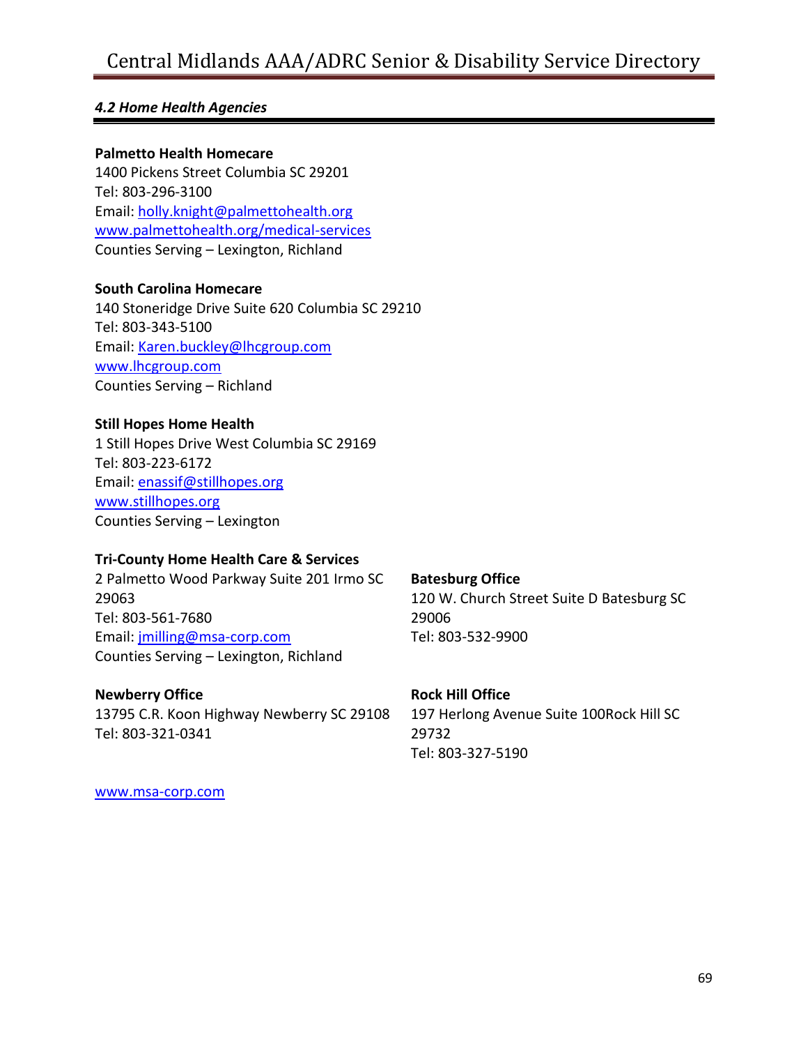### *4.2 Home Health Agencies*

**Palmetto Health Homecare**
1400 Pickens Street Columbia SC 29201
Tel: 803-296-3100
Email: holly.knight@palmettohealth.org
www.palmettohealth.org/medical-services
Counties Serving – Lexington, Richland

**South Carolina Homecare**
140 Stoneridge Drive Suite 620 Columbia SC 29210
Tel: 803-343-5100
Email: Karen.buckley@lhcgroup.com
www.lhcgroup.com
Counties Serving – Richland

**Still Hopes Home Health**
1 Still Hopes Drive West Columbia SC 29169
Tel: 803-223-6172
Email: enassif@stillhopes.org
www.stillhopes.org
Counties Serving – Lexington

**Tri-County Home Health Care & Services**
2 Palmetto Wood Parkway Suite 201 Irmo SC 29063
Tel: 803-561-7680
Email: jmilling@msa-corp.com
Counties Serving – Lexington, Richland

**Batesburg Office**
120 W. Church Street Suite D Batesburg SC 29006
Tel: 803-532-9900

**Newberry Office**
13795 C.R. Koon Highway Newberry SC 29108
Tel: 803-321-0341

**Rock Hill Office**
197 Herlong Avenue Suite 100Rock Hill SC 29732
Tel: 803-327-5190

www.msa-corp.com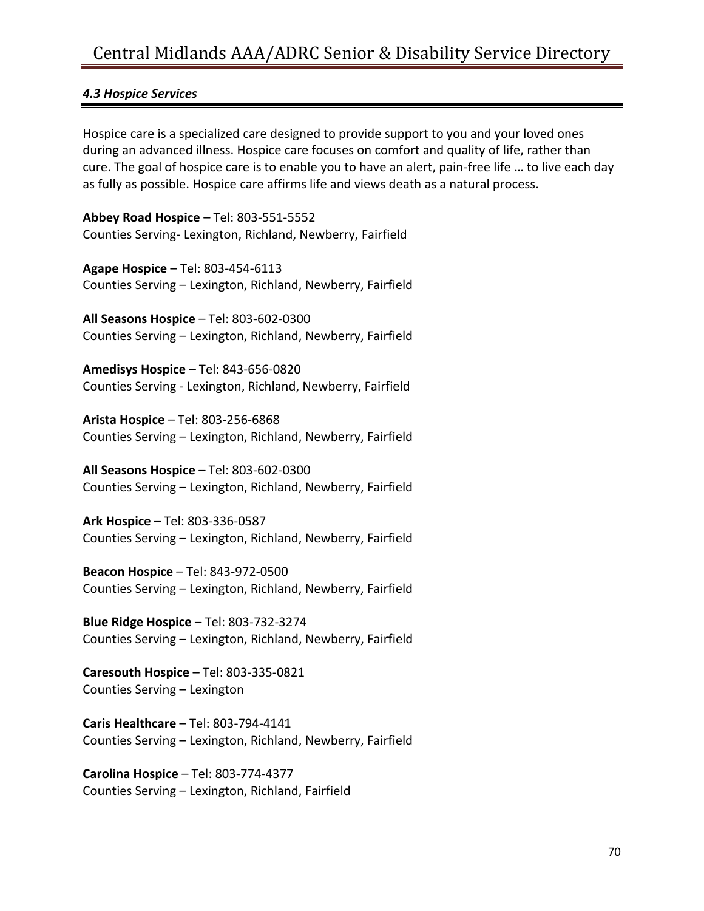### *4.3 Hospice Services*

Hospice care is a specialized care designed to provide support to you and your loved ones during an advanced illness. Hospice care focuses on comfort and quality of life, rather than cure. The goal of hospice care is to enable you to have an alert, pain-free life … to live each day as fully as possible. Hospice care affirms life and views death as a natural process.

**Abbey Road Hospice** – Tel: 803-551-5552
Counties Serving- Lexington, Richland, Newberry, Fairfield

**Agape Hospice** – Tel: 803-454-6113
Counties Serving – Lexington, Richland, Newberry, Fairfield

**All Seasons Hospice** – Tel: 803-602-0300
Counties Serving – Lexington, Richland, Newberry, Fairfield

**Amedisys Hospice** – Tel: 843-656-0820
Counties Serving - Lexington, Richland, Newberry, Fairfield

**Arista Hospice** – Tel: 803-256-6868
Counties Serving – Lexington, Richland, Newberry, Fairfield

**All Seasons Hospice** – Tel: 803-602-0300
Counties Serving – Lexington, Richland, Newberry, Fairfield

**Ark Hospice** – Tel: 803-336-0587
Counties Serving – Lexington, Richland, Newberry, Fairfield

**Beacon Hospice** – Tel: 843-972-0500
Counties Serving – Lexington, Richland, Newberry, Fairfield

**Blue Ridge Hospice** – Tel: 803-732-3274
Counties Serving – Lexington, Richland, Newberry, Fairfield

**Caresouth Hospice** – Tel: 803-335-0821
Counties Serving – Lexington

**Caris Healthcare** – Tel: 803-794-4141
Counties Serving – Lexington, Richland, Newberry, Fairfield

**Carolina Hospice** – Tel: 803-774-4377
Counties Serving – Lexington, Richland, Fairfield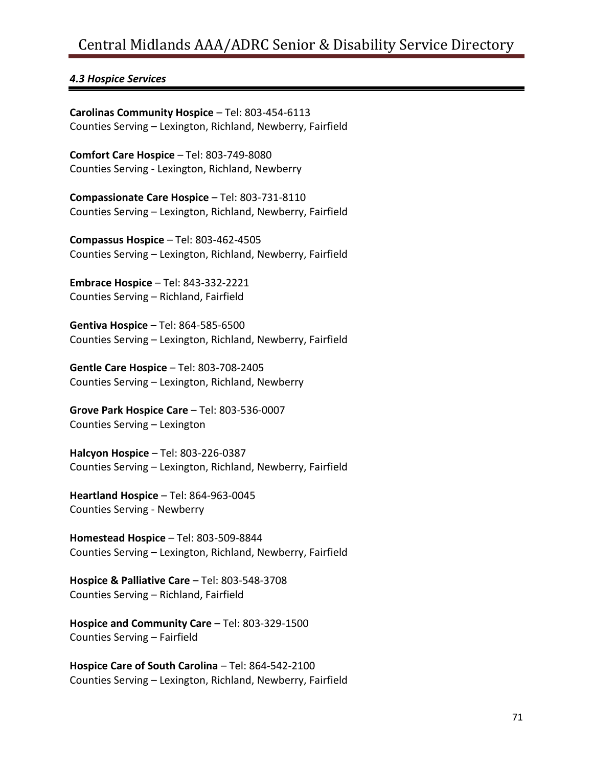### *4.3 Hospice Services*

**Carolinas Community Hospice** – Tel: 803-454-6113
Counties Serving – Lexington, Richland, Newberry, Fairfield

**Comfort Care Hospice** – Tel: 803-749-8080
Counties Serving - Lexington, Richland, Newberry

**Compassionate Care Hospice** – Tel: 803-731-8110
Counties Serving – Lexington, Richland, Newberry, Fairfield

**Compassus Hospice** – Tel: 803-462-4505
Counties Serving – Lexington, Richland, Newberry, Fairfield

**Embrace Hospice** – Tel: 843-332-2221
Counties Serving – Richland, Fairfield

**Gentiva Hospice** – Tel: 864-585-6500
Counties Serving – Lexington, Richland, Newberry, Fairfield

**Gentle Care Hospice** – Tel: 803-708-2405
Counties Serving – Lexington, Richland, Newberry

**Grove Park Hospice Care** – Tel: 803-536-0007
Counties Serving – Lexington

**Halcyon Hospice** – Tel: 803-226-0387
Counties Serving – Lexington, Richland, Newberry, Fairfield

**Heartland Hospice** – Tel: 864-963-0045
Counties Serving - Newberry

**Homestead Hospice** – Tel: 803-509-8844
Counties Serving – Lexington, Richland, Newberry, Fairfield

**Hospice & Palliative Care** – Tel: 803-548-3708
Counties Serving – Richland, Fairfield

**Hospice and Community Care** – Tel: 803-329-1500
Counties Serving – Fairfield

**Hospice Care of South Carolina** – Tel: 864-542-2100
Counties Serving – Lexington, Richland, Newberry, Fairfield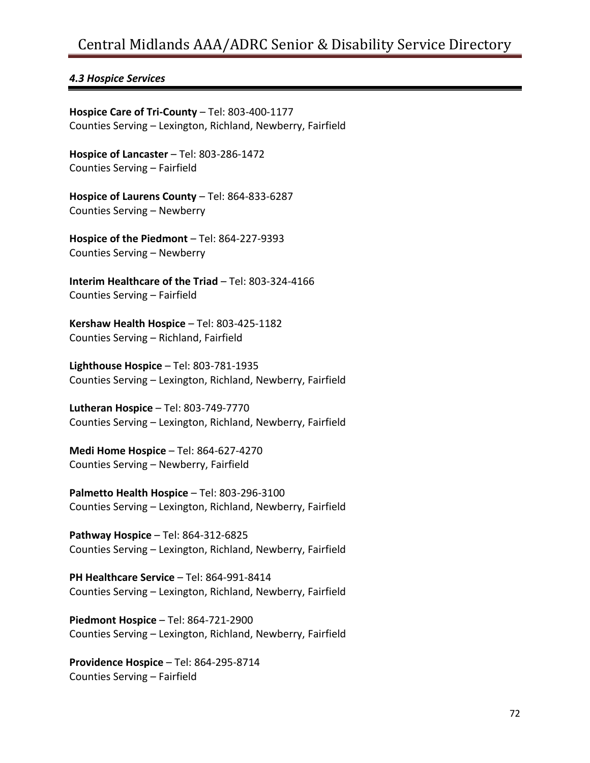### *4.3 Hospice Services*

**Hospice Care of Tri-County** – Tel: 803-400-1177
Counties Serving – Lexington, Richland, Newberry, Fairfield

**Hospice of Lancaster** – Tel: 803-286-1472
Counties Serving – Fairfield

**Hospice of Laurens County** – Tel: 864-833-6287
Counties Serving – Newberry

**Hospice of the Piedmont** – Tel: 864-227-9393
Counties Serving – Newberry

**Interim Healthcare of the Triad** – Tel: 803-324-4166
Counties Serving – Fairfield

**Kershaw Health Hospice** – Tel: 803-425-1182
Counties Serving – Richland, Fairfield

**Lighthouse Hospice** – Tel: 803-781-1935
Counties Serving – Lexington, Richland, Newberry, Fairfield

**Lutheran Hospice** – Tel: 803-749-7770
Counties Serving – Lexington, Richland, Newberry, Fairfield

**Medi Home Hospice** – Tel: 864-627-4270
Counties Serving – Newberry, Fairfield

**Palmetto Health Hospice** – Tel: 803-296-3100
Counties Serving – Lexington, Richland, Newberry, Fairfield

**Pathway Hospice** – Tel: 864-312-6825
Counties Serving – Lexington, Richland, Newberry, Fairfield

**PH Healthcare Service** – Tel: 864-991-8414
Counties Serving – Lexington, Richland, Newberry, Fairfield

**Piedmont Hospice** – Tel: 864-721-2900
Counties Serving – Lexington, Richland, Newberry, Fairfield

**Providence Hospice** – Tel: 864-295-8714
Counties Serving – Fairfield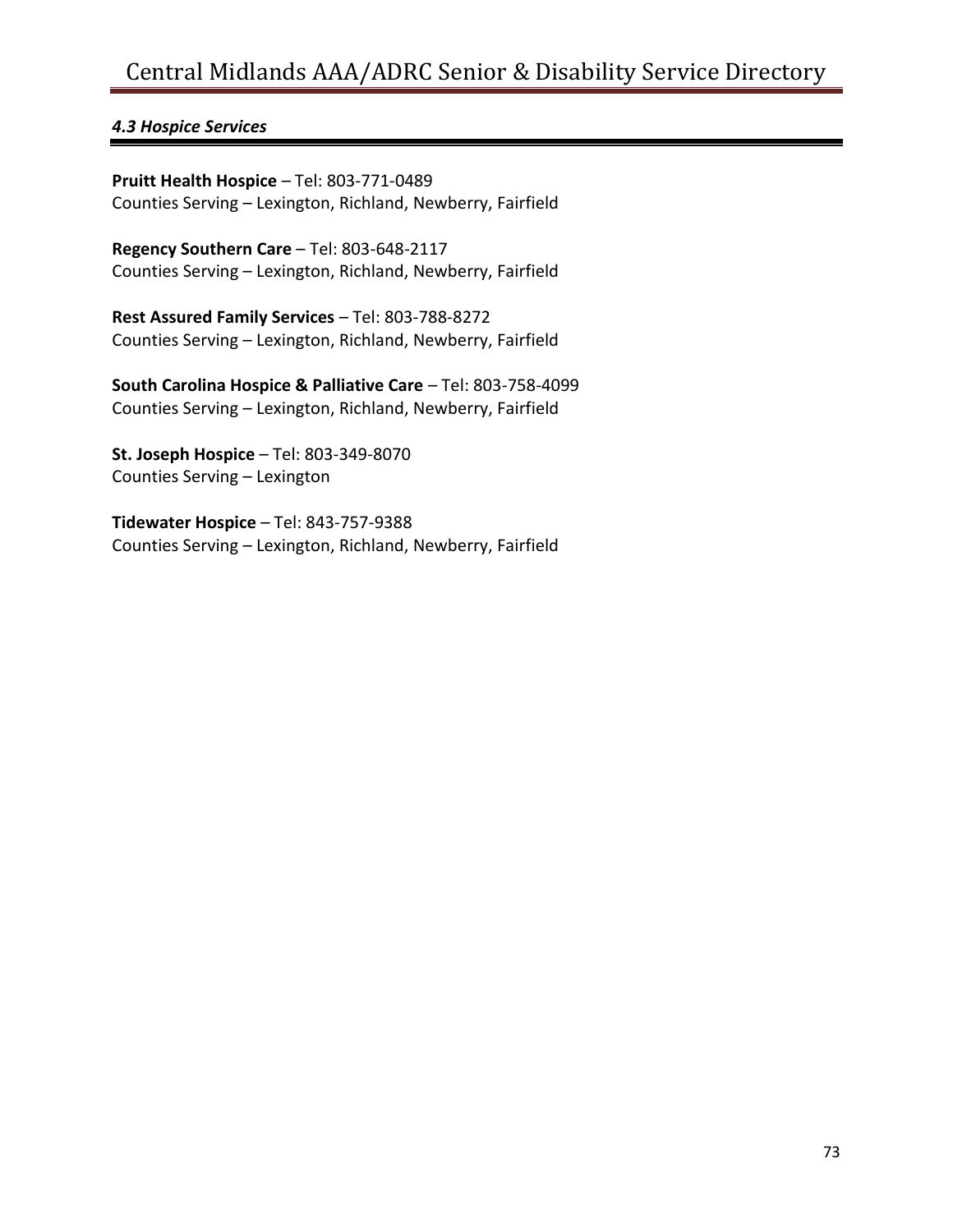### *4.3 Hospice Services*

**Pruitt Health Hospice** – Tel: 803-771-0489
Counties Serving – Lexington, Richland, Newberry, Fairfield

**Regency Southern Care** – Tel: 803-648-2117
Counties Serving – Lexington, Richland, Newberry, Fairfield

**Rest Assured Family Services** – Tel: 803-788-8272
Counties Serving – Lexington, Richland, Newberry, Fairfield

**South Carolina Hospice & Palliative Care** – Tel: 803-758-4099
Counties Serving – Lexington, Richland, Newberry, Fairfield

**St. Joseph Hospice** – Tel: 803-349-8070
Counties Serving – Lexington

**Tidewater Hospice** – Tel: 843-757-9388
Counties Serving – Lexington, Richland, Newberry, Fairfield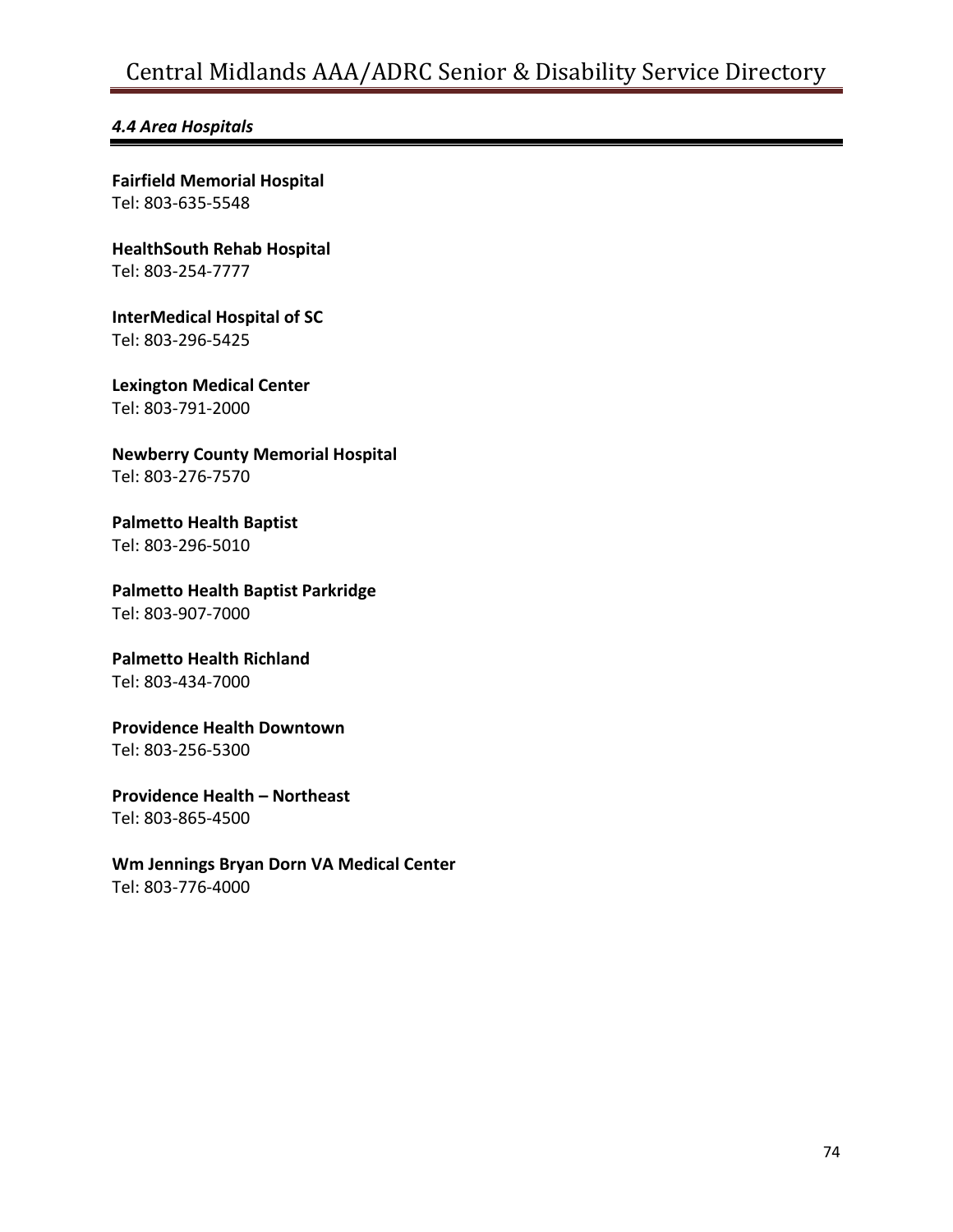### *4.4 Area Hospitals*

**Fairfield Memorial Hospital**
Tel: 803-635-5548

**HealthSouth Rehab Hospital**
Tel: 803-254-7777

**InterMedical Hospital of SC**
Tel: 803-296-5425

**Lexington Medical Center**
Tel: 803-791-2000

**Newberry County Memorial Hospital**
Tel: 803-276-7570

**Palmetto Health Baptist**
Tel: 803-296-5010

**Palmetto Health Baptist Parkridge**
Tel: 803-907-7000

**Palmetto Health Richland**
Tel: 803-434-7000

**Providence Health Downtown**
Tel: 803-256-5300

**Providence Health – Northeast**
Tel: 803-865-4500

**Wm Jennings Bryan Dorn VA Medical Center**
Tel: 803-776-4000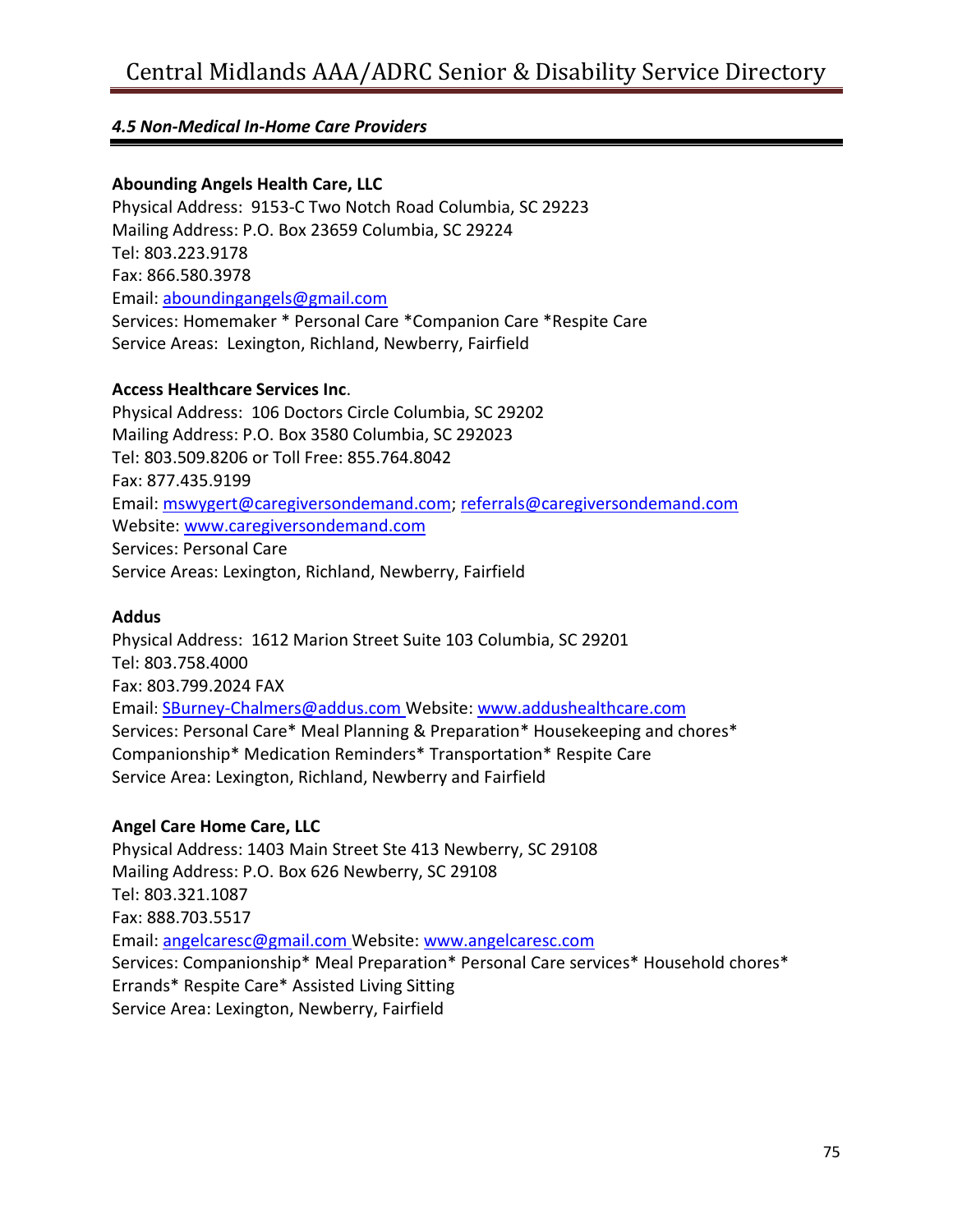### *4.5 Non-Medical In-Home Care Providers*

**Abounding Angels Health Care, LLC**
Physical Address: 9153-C Two Notch Road Columbia, SC 29223
Mailing Address: P.O. Box 23659 Columbia, SC 29224
Tel: 803.223.9178
Fax: 866.580.3978
Email: aboundingangels@gmail.com
Services: Homemaker * Personal Care *Companion Care *Respite Care
Service Areas: Lexington, Richland, Newberry, Fairfield

**Access Healthcare Services Inc**.
Physical Address: 106 Doctors Circle Columbia, SC 29202
Mailing Address: P.O. Box 3580 Columbia, SC 292023
Tel: 803.509.8206 or Toll Free: 855.764.8042
Fax: 877.435.9199
Email: mswygert@caregiversondemand.com; referrals@caregiversondemand.com
Website: www.caregiversondemand.com
Services: Personal Care
Service Areas: Lexington, Richland, Newberry, Fairfield

**Addus**
Physical Address: 1612 Marion Street Suite 103 Columbia, SC 29201
Tel: 803.758.4000
Fax: 803.799.2024 FAX
Email: SBurney-Chalmers@addus.com Website: www.addushealthcare.com
Services: Personal Care* Meal Planning & Preparation* Housekeeping and chores* Companionship* Medication Reminders* Transportation* Respite Care
Service Area: Lexington, Richland, Newberry and Fairfield

**Angel Care Home Care, LLC**
Physical Address: 1403 Main Street Ste 413 Newberry, SC 29108
Mailing Address: P.O. Box 626 Newberry, SC 29108
Tel: 803.321.1087
Fax: 888.703.5517
Email: angelcaresc@gmail.com Website: www.angelcaresc.com
Services: Companionship* Meal Preparation* Personal Care services* Household chores* Errands* Respite Care* Assisted Living Sitting
Service Area: Lexington, Newberry, Fairfield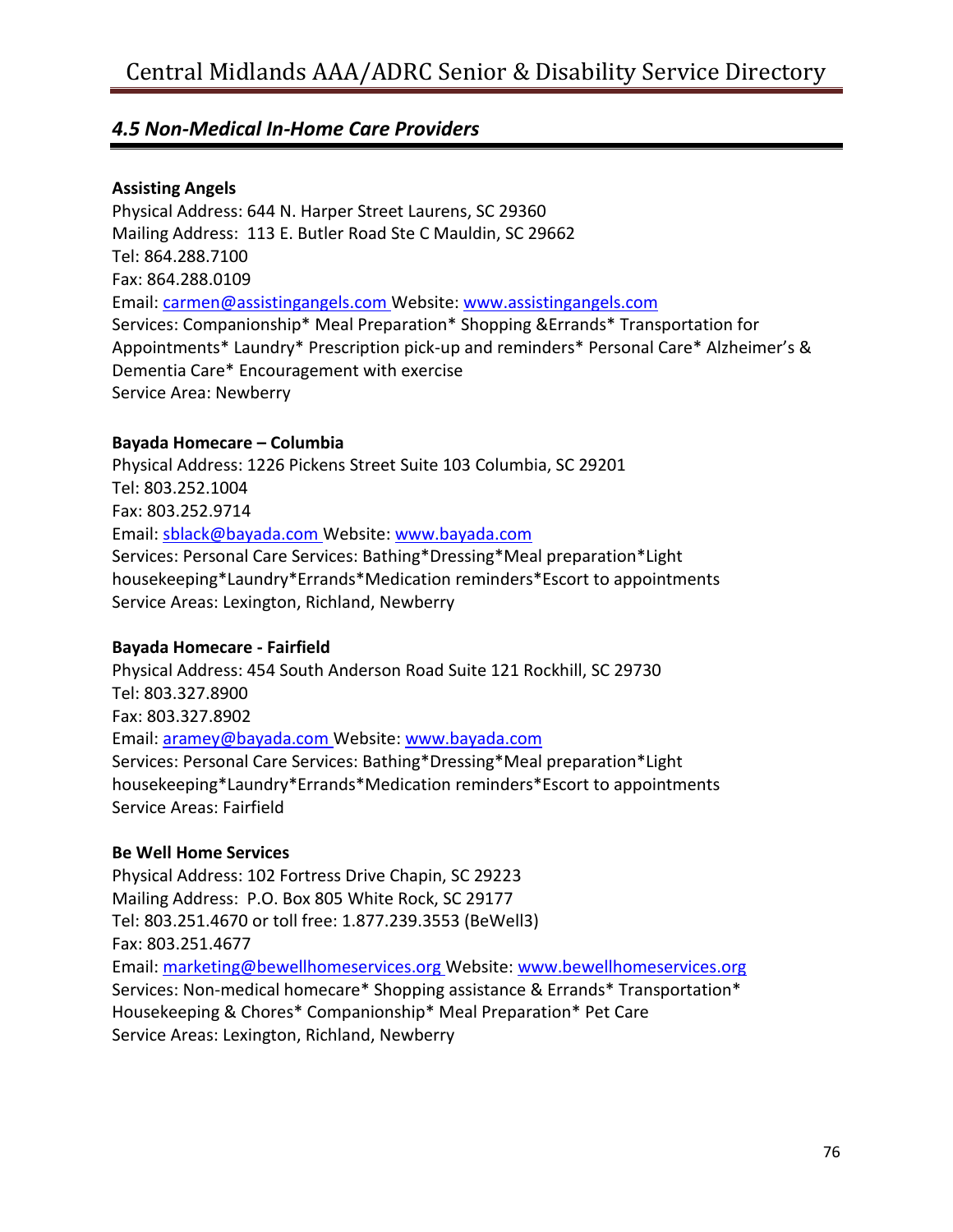## *4.5 Non-Medical In-Home Care Providers*

**Assisting Angels**
Physical Address: 644 N. Harper Street Laurens, SC 29360
Mailing Address: 113 E. Butler Road Ste C Mauldin, SC 29662
Tel: 864.288.7100
Fax: 864.288.0109
Email: carmen@assistingangels.com Website: www.assistingangels.com
Services: Companionship* Meal Preparation* Shopping &Errands* Transportation for Appointments* Laundry* Prescription pick-up and reminders* Personal Care* Alzheimer's & Dementia Care* Encouragement with exercise
Service Area: Newberry

**Bayada Homecare – Columbia**
Physical Address: 1226 Pickens Street Suite 103 Columbia, SC 29201
Tel: 803.252.1004
Fax: 803.252.9714
Email: sblack@bayada.com Website: www.bayada.com
Services: Personal Care Services: Bathing*Dressing*Meal preparation*Light housekeeping*Laundry*Errands*Medication reminders*Escort to appointments
Service Areas: Lexington, Richland, Newberry

**Bayada Homecare - Fairfield**
Physical Address: 454 South Anderson Road Suite 121 Rockhill, SC 29730
Tel: 803.327.8900
Fax: 803.327.8902
Email: aramey@bayada.com Website: www.bayada.com
Services: Personal Care Services: Bathing*Dressing*Meal preparation*Light housekeeping*Laundry*Errands*Medication reminders*Escort to appointments
Service Areas: Fairfield

**Be Well Home Services**
Physical Address: 102 Fortress Drive Chapin, SC 29223
Mailing Address: P.O. Box 805 White Rock, SC 29177
Tel: 803.251.4670 or toll free: 1.877.239.3553 (BeWell3)
Fax: 803.251.4677
Email: marketing@bewellhomeservices.org Website: www.bewellhomeservices.org
Services: Non-medical homecare* Shopping assistance & Errands* Transportation* Housekeeping & Chores* Companionship* Meal Preparation* Pet Care
Service Areas: Lexington, Richland, Newberry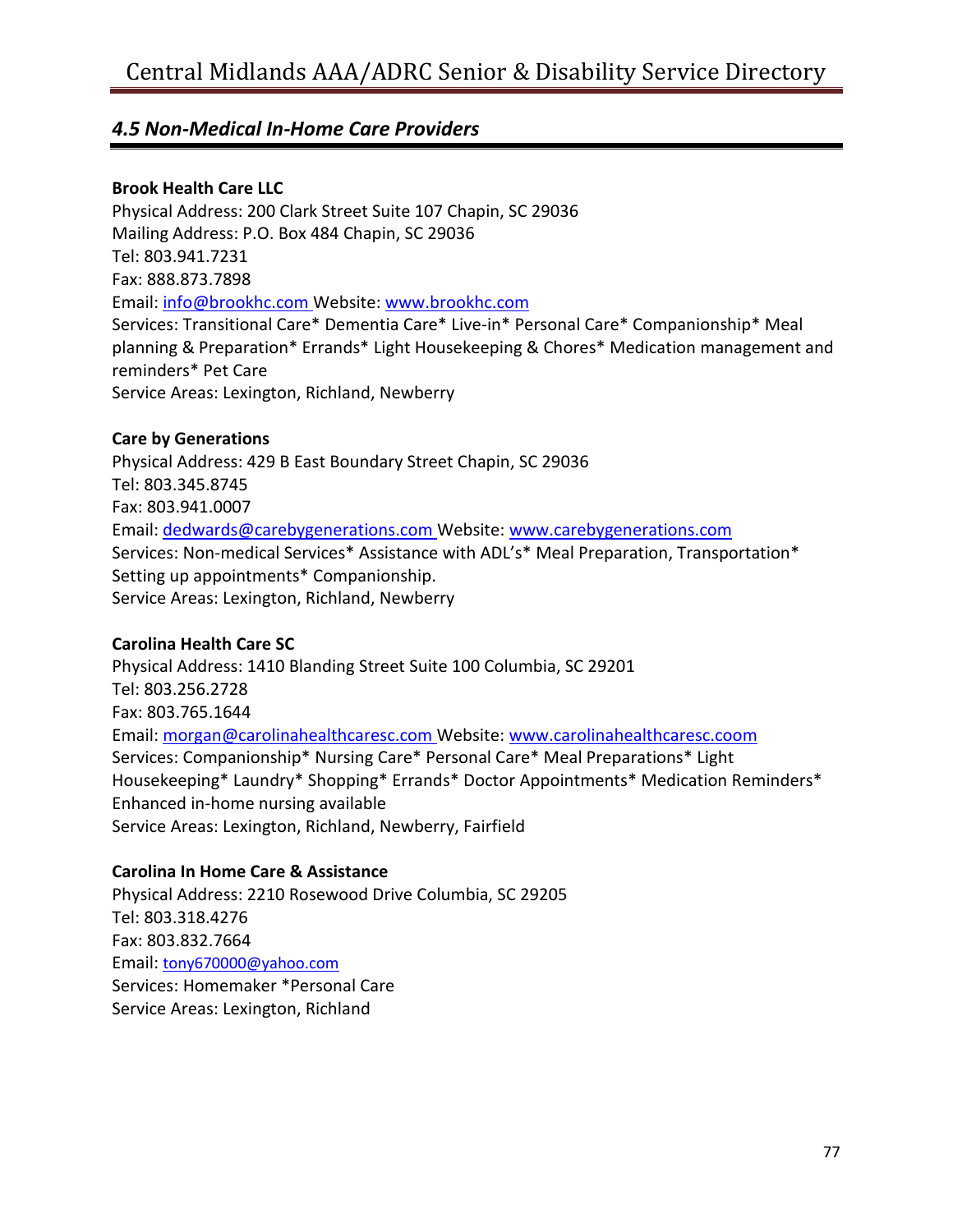## *4.5 Non-Medical In-Home Care Providers*

**Brook Health Care LLC**
Physical Address: 200 Clark Street Suite 107 Chapin, SC 29036
Mailing Address: P.O. Box 484 Chapin, SC 29036
Tel: 803.941.7231
Fax: 888.873.7898
Email: info@brookhc.com Website: www.brookhc.com
Services: Transitional Care* Dementia Care* Live-in* Personal Care* Companionship* Meal planning & Preparation* Errands* Light Housekeeping & Chores* Medication management and reminders* Pet Care
Service Areas: Lexington, Richland, Newberry

**Care by Generations**
Physical Address: 429 B East Boundary Street Chapin, SC 29036
Tel: 803.345.8745
Fax: 803.941.0007
Email: dedwards@carebygenerations.com Website: www.carebygenerations.com
Services: Non-medical Services* Assistance with ADL's* Meal Preparation, Transportation* Setting up appointments* Companionship.
Service Areas: Lexington, Richland, Newberry

**Carolina Health Care SC**
Physical Address: 1410 Blanding Street Suite 100 Columbia, SC 29201
Tel: 803.256.2728
Fax: 803.765.1644
Email: morgan@carolinahealthcaresc.com Website: www.carolinahealthcaresc.coom
Services: Companionship* Nursing Care* Personal Care* Meal Preparations* Light Housekeeping* Laundry* Shopping* Errands* Doctor Appointments* Medication Reminders* Enhanced in-home nursing available
Service Areas: Lexington, Richland, Newberry, Fairfield

**Carolina In Home Care & Assistance**
Physical Address: 2210 Rosewood Drive Columbia, SC 29205
Tel: 803.318.4276
Fax: 803.832.7664
Email: tony670000@yahoo.com
Services: Homemaker *Personal Care
Service Areas: Lexington, Richland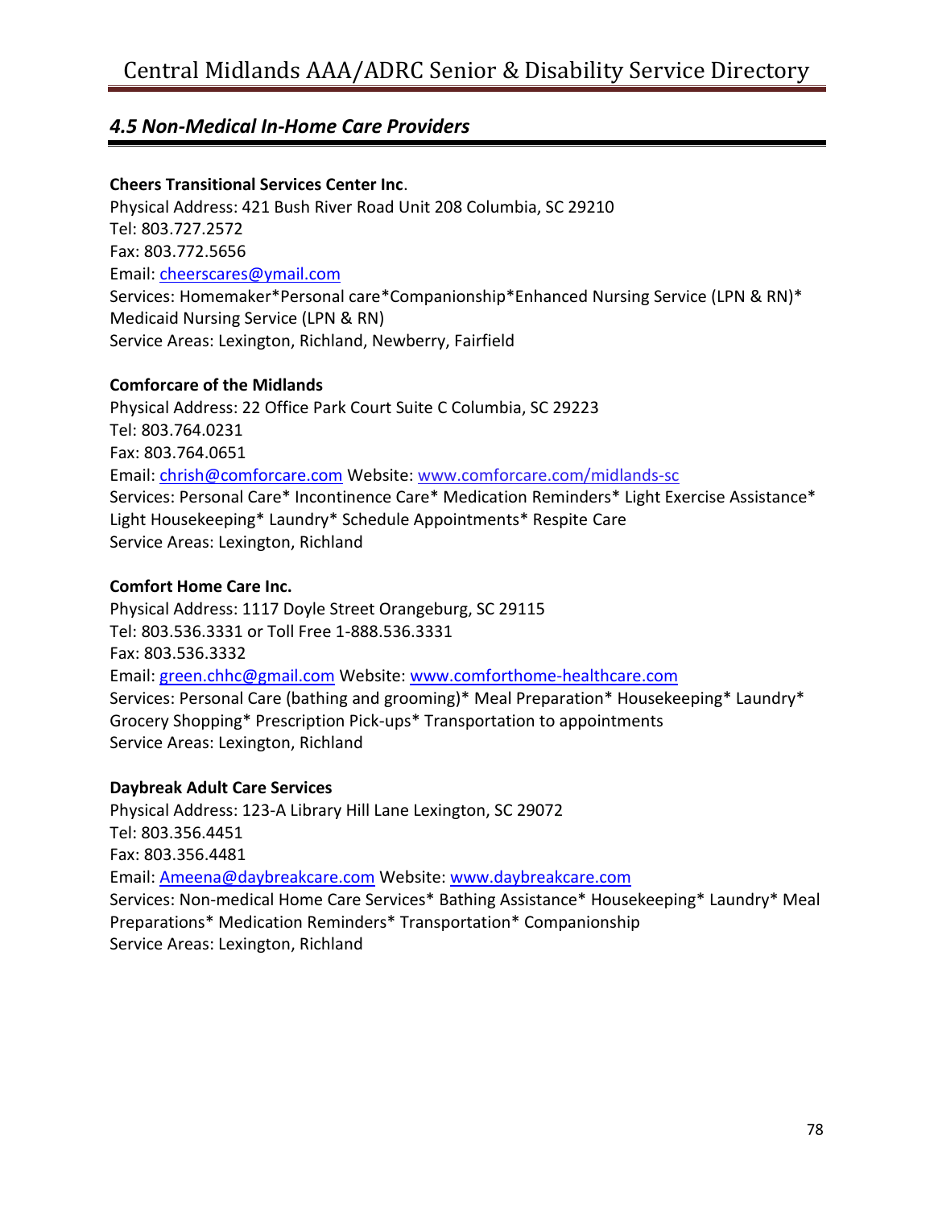## *4.5 Non-Medical In-Home Care Providers*

**Cheers Transitional Services Center Inc**.
Physical Address: 421 Bush River Road Unit 208 Columbia, SC 29210
Tel: 803.727.2572
Fax: 803.772.5656
Email: cheerscares@ymail.com
Services: Homemaker*Personal care*Companionship*Enhanced Nursing Service (LPN & RN)* Medicaid Nursing Service (LPN & RN)
Service Areas: Lexington, Richland, Newberry, Fairfield

**Comforcare of the Midlands**
Physical Address: 22 Office Park Court Suite C Columbia, SC 29223
Tel: 803.764.0231
Fax: 803.764.0651
Email: chrish@comforcare.com Website: www.comforcare.com/midlands-sc
Services: Personal Care* Incontinence Care* Medication Reminders* Light Exercise Assistance* Light Housekeeping* Laundry* Schedule Appointments* Respite Care
Service Areas: Lexington, Richland

**Comfort Home Care Inc.**
Physical Address: 1117 Doyle Street Orangeburg, SC 29115
Tel: 803.536.3331 or Toll Free 1-888.536.3331
Fax: 803.536.3332
Email: green.chhc@gmail.com Website: www.comforthome-healthcare.com
Services: Personal Care (bathing and grooming)* Meal Preparation* Housekeeping* Laundry* Grocery Shopping* Prescription Pick-ups* Transportation to appointments
Service Areas: Lexington, Richland

**Daybreak Adult Care Services**
Physical Address: 123-A Library Hill Lane Lexington, SC 29072
Tel: 803.356.4451
Fax: 803.356.4481
Email: Ameena@daybreakcare.com Website: www.daybreakcare.com
Services: Non-medical Home Care Services* Bathing Assistance* Housekeeping* Laundry* Meal Preparations* Medication Reminders* Transportation* Companionship
Service Areas: Lexington, Richland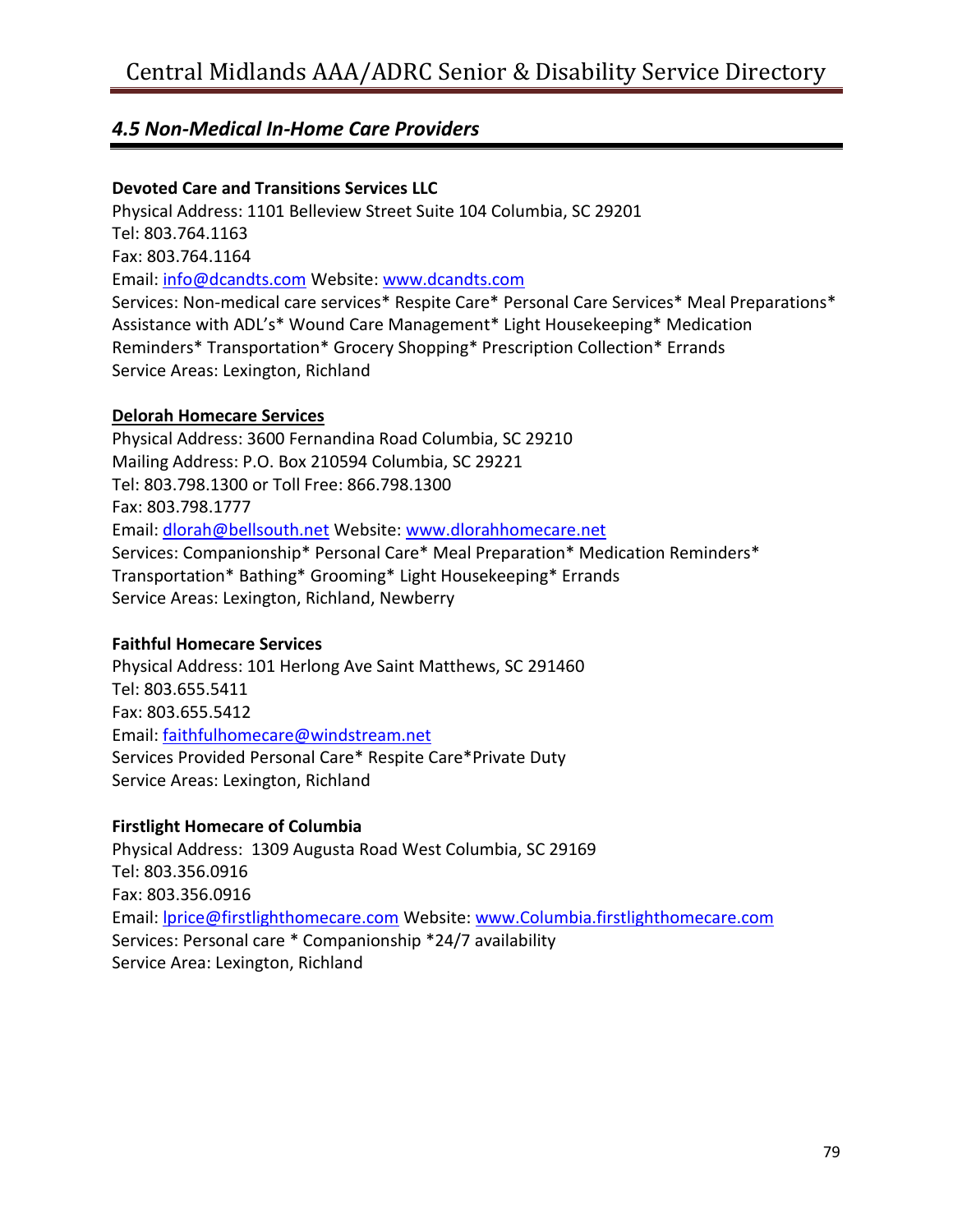## *4.5 Non-Medical In-Home Care Providers*

**Devoted Care and Transitions Services LLC**
Physical Address: 1101 Belleview Street Suite 104 Columbia, SC 29201
Tel: 803.764.1163
Fax: 803.764.1164
Email: info@dcandts.com Website: www.dcandts.com
Services: Non-medical care services* Respite Care* Personal Care Services* Meal Preparations* Assistance with ADL's* Wound Care Management* Light Housekeeping* Medication Reminders* Transportation* Grocery Shopping* Prescription Collection* Errands
Service Areas: Lexington, Richland

**Delorah Homecare Services**
Physical Address: 3600 Fernandina Road Columbia, SC 29210
Mailing Address: P.O. Box 210594 Columbia, SC 29221
Tel: 803.798.1300 or Toll Free: 866.798.1300
Fax: 803.798.1777
Email: dlorah@bellsouth.net Website: www.dlorahhomecare.net
Services: Companionship* Personal Care* Meal Preparation* Medication Reminders* Transportation* Bathing* Grooming* Light Housekeeping* Errands
Service Areas: Lexington, Richland, Newberry

**Faithful Homecare Services**
Physical Address: 101 Herlong Ave Saint Matthews, SC 291460
Tel: 803.655.5411
Fax: 803.655.5412
Email: faithfulhomecare@windstream.net
Services Provided Personal Care* Respite Care*Private Duty
Service Areas: Lexington, Richland

**Firstlight Homecare of Columbia**
Physical Address: 1309 Augusta Road West Columbia, SC 29169
Tel: 803.356.0916
Fax: 803.356.0916
Email: lprice@firstlighthomecare.com Website: www.Columbia.firstlighthomecare.com
Services: Personal care * Companionship *24/7 availability
Service Area: Lexington, Richland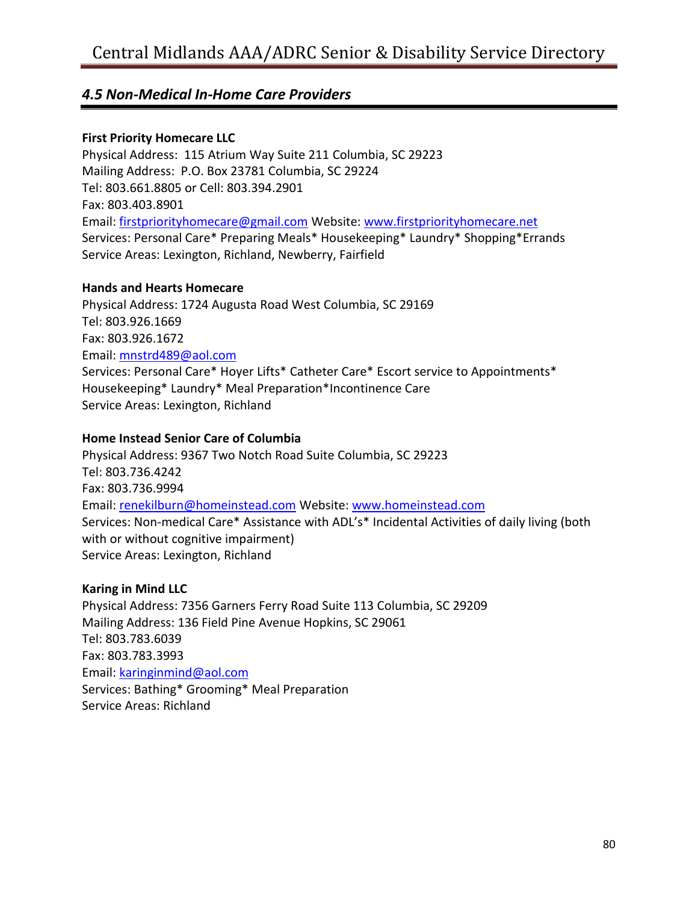## *4.5 Non-Medical In-Home Care Providers*

**First Priority Homecare LLC**
Physical Address: 115 Atrium Way Suite 211 Columbia, SC 29223
Mailing Address: P.O. Box 23781 Columbia, SC 29224
Tel: 803.661.8805 or Cell: 803.394.2901
Fax: 803.403.8901
Email: firstpriorityhomecare@gmail.com Website: www.firstpriorityhomecare.net
Services: Personal Care* Preparing Meals* Housekeeping* Laundry* Shopping*Errands
Service Areas: Lexington, Richland, Newberry, Fairfield

**Hands and Hearts Homecare**
Physical Address: 1724 Augusta Road West Columbia, SC 29169
Tel: 803.926.1669
Fax: 803.926.1672
Email: mnstrd489@aol.com
Services: Personal Care* Hoyer Lifts* Catheter Care* Escort service to Appointments* Housekeeping* Laundry* Meal Preparation*Incontinence Care
Service Areas: Lexington, Richland

**Home Instead Senior Care of Columbia**
Physical Address: 9367 Two Notch Road Suite Columbia, SC 29223
Tel: 803.736.4242
Fax: 803.736.9994
Email: renekilburn@homeinstead.com Website: www.homeinstead.com
Services: Non-medical Care* Assistance with ADL's* Incidental Activities of daily living (both with or without cognitive impairment)
Service Areas: Lexington, Richland

**Karing in Mind LLC**
Physical Address: 7356 Garners Ferry Road Suite 113 Columbia, SC 29209
Mailing Address: 136 Field Pine Avenue Hopkins, SC 29061
Tel: 803.783.6039
Fax: 803.783.3993
Email: karinginmind@aol.com
Services: Bathing* Grooming* Meal Preparation
Service Areas: Richland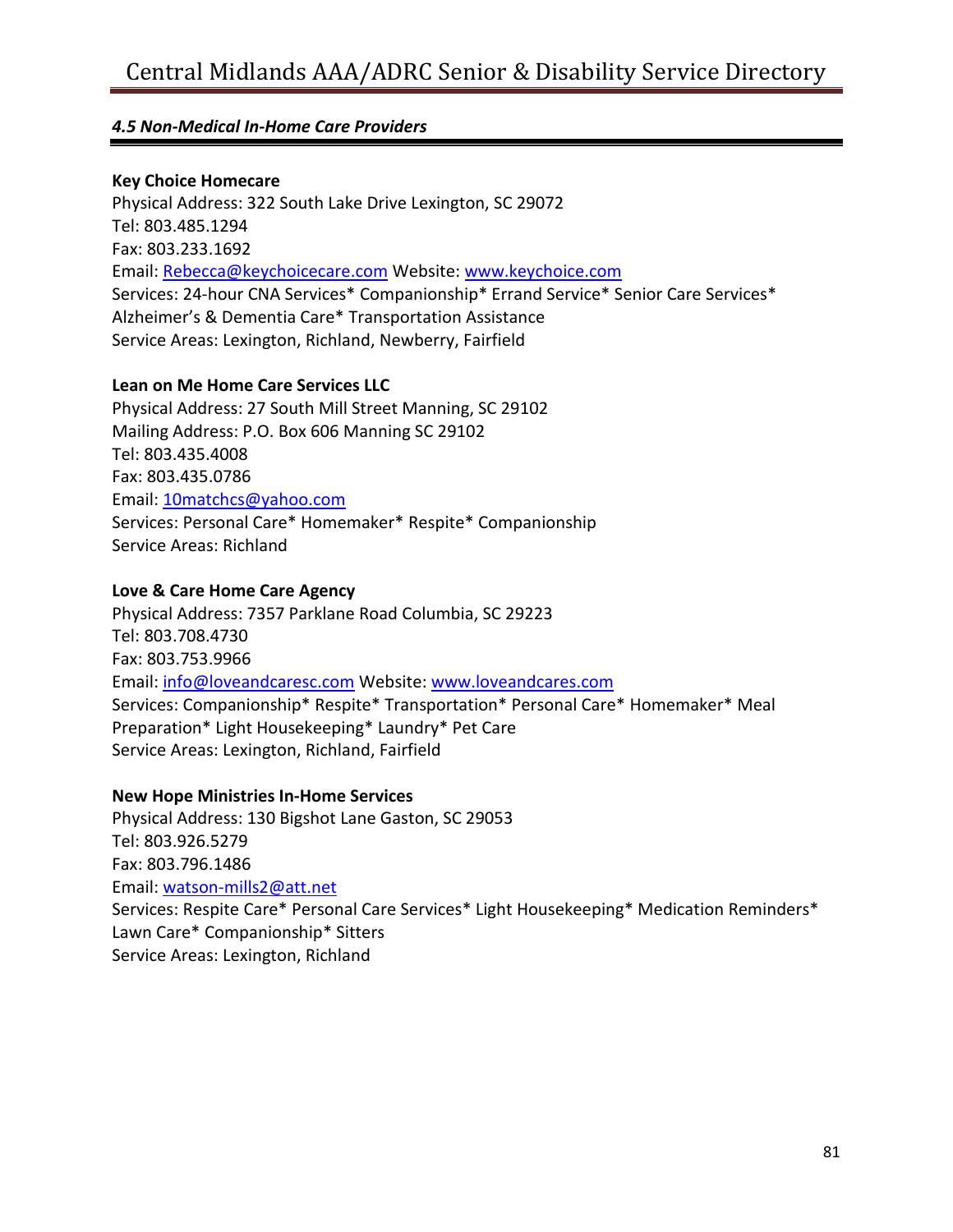### *4.5 Non-Medical In-Home Care Providers*

**Key Choice Homecare**
Physical Address: 322 South Lake Drive Lexington, SC 29072
Tel: 803.485.1294
Fax: 803.233.1692
Email: Rebecca@keychoicecare.com Website: www.keychoice.com
Services: 24-hour CNA Services* Companionship* Errand Service* Senior Care Services* Alzheimer's & Dementia Care* Transportation Assistance
Service Areas: Lexington, Richland, Newberry, Fairfield

**Lean on Me Home Care Services LLC**
Physical Address: 27 South Mill Street Manning, SC 29102
Mailing Address: P.O. Box 606 Manning SC 29102
Tel: 803.435.4008
Fax: 803.435.0786
Email: 10matchcs@yahoo.com
Services: Personal Care* Homemaker* Respite* Companionship
Service Areas: Richland

**Love & Care Home Care Agency**
Physical Address: 7357 Parklane Road Columbia, SC 29223
Tel: 803.708.4730
Fax: 803.753.9966
Email: info@loveandcaresc.com Website: www.loveandcares.com
Services: Companionship* Respite* Transportation* Personal Care* Homemaker* Meal Preparation* Light Housekeeping* Laundry* Pet Care
Service Areas: Lexington, Richland, Fairfield

**New Hope Ministries In-Home Services**
Physical Address: 130 Bigshot Lane Gaston, SC 29053
Tel: 803.926.5279
Fax: 803.796.1486
Email: watson-mills2@att.net
Services: Respite Care* Personal Care Services* Light Housekeeping* Medication Reminders* Lawn Care* Companionship* Sitters
Service Areas: Lexington, Richland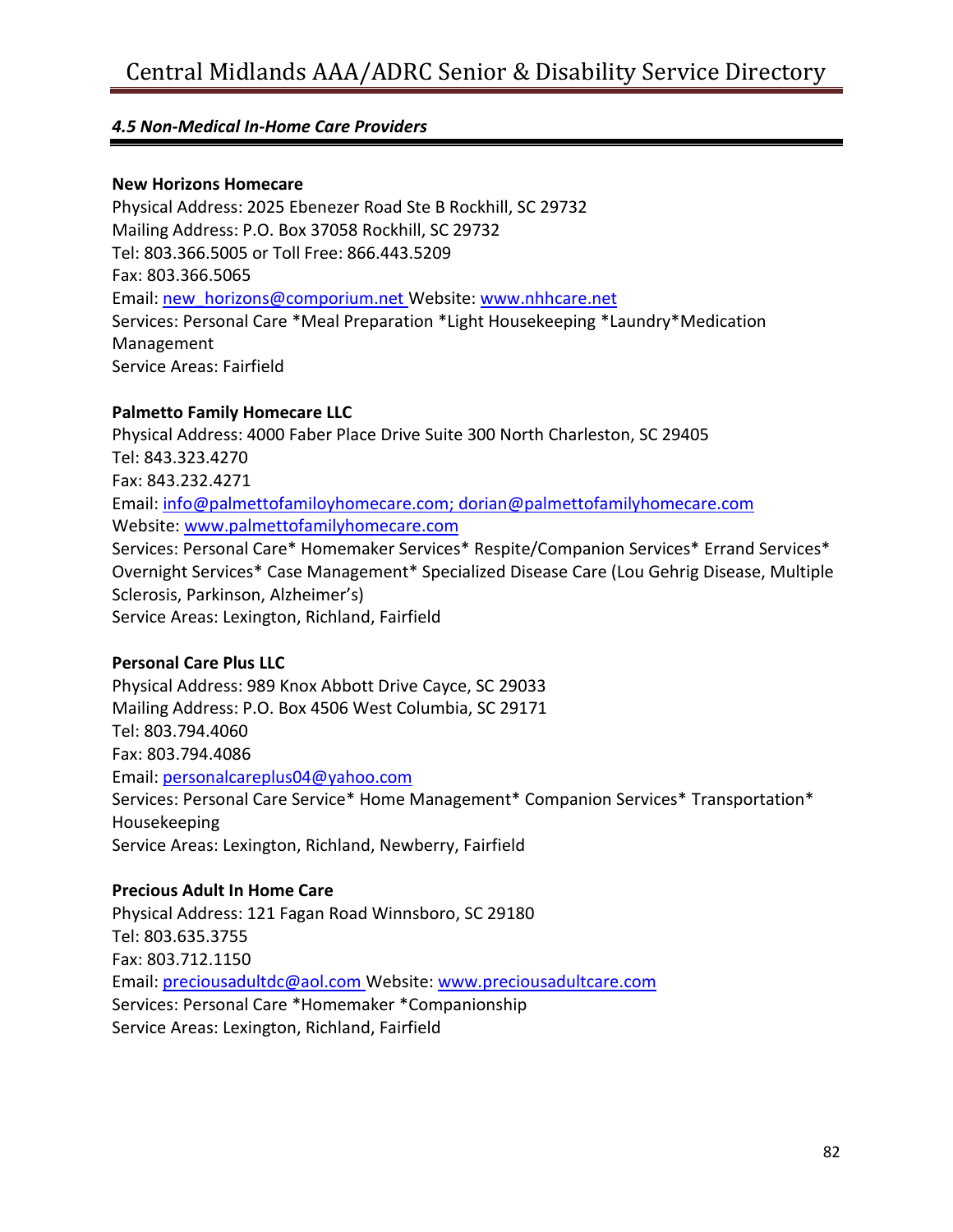### *4.5 Non-Medical In-Home Care Providers*

**New Horizons Homecare**
Physical Address: 2025 Ebenezer Road Ste B Rockhill, SC 29732
Mailing Address: P.O. Box 37058 Rockhill, SC 29732
Tel: 803.366.5005 or Toll Free: 866.443.5209
Fax: 803.366.5065
Email: new_horizons@comporium.net Website: www.nhhcare.net
Services: Personal Care *Meal Preparation *Light Housekeeping *Laundry*Medication Management
Service Areas: Fairfield

**Palmetto Family Homecare LLC**
Physical Address: 4000 Faber Place Drive Suite 300 North Charleston, SC 29405
Tel: 843.323.4270
Fax: 843.232.4271
Email: info@palmettofamiloyhomecare.com; dorian@palmettofamilyhomecare.com
Website: www.palmettofamilyhomecare.com
Services: Personal Care* Homemaker Services* Respite/Companion Services* Errand Services* Overnight Services* Case Management* Specialized Disease Care (Lou Gehrig Disease, Multiple Sclerosis, Parkinson, Alzheimer's)
Service Areas: Lexington, Richland, Fairfield

**Personal Care Plus LLC**
Physical Address: 989 Knox Abbott Drive Cayce, SC 29033
Mailing Address: P.O. Box 4506 West Columbia, SC 29171
Tel: 803.794.4060
Fax: 803.794.4086
Email: personalcareplus04@yahoo.com
Services: Personal Care Service* Home Management* Companion Services* Transportation* Housekeeping
Service Areas: Lexington, Richland, Newberry, Fairfield

**Precious Adult In Home Care**
Physical Address: 121 Fagan Road Winnsboro, SC 29180
Tel: 803.635.3755
Fax: 803.712.1150
Email: preciousadultdc@aol.com Website: www.preciousadultcare.com
Services: Personal Care *Homemaker *Companionship
Service Areas: Lexington, Richland, Fairfield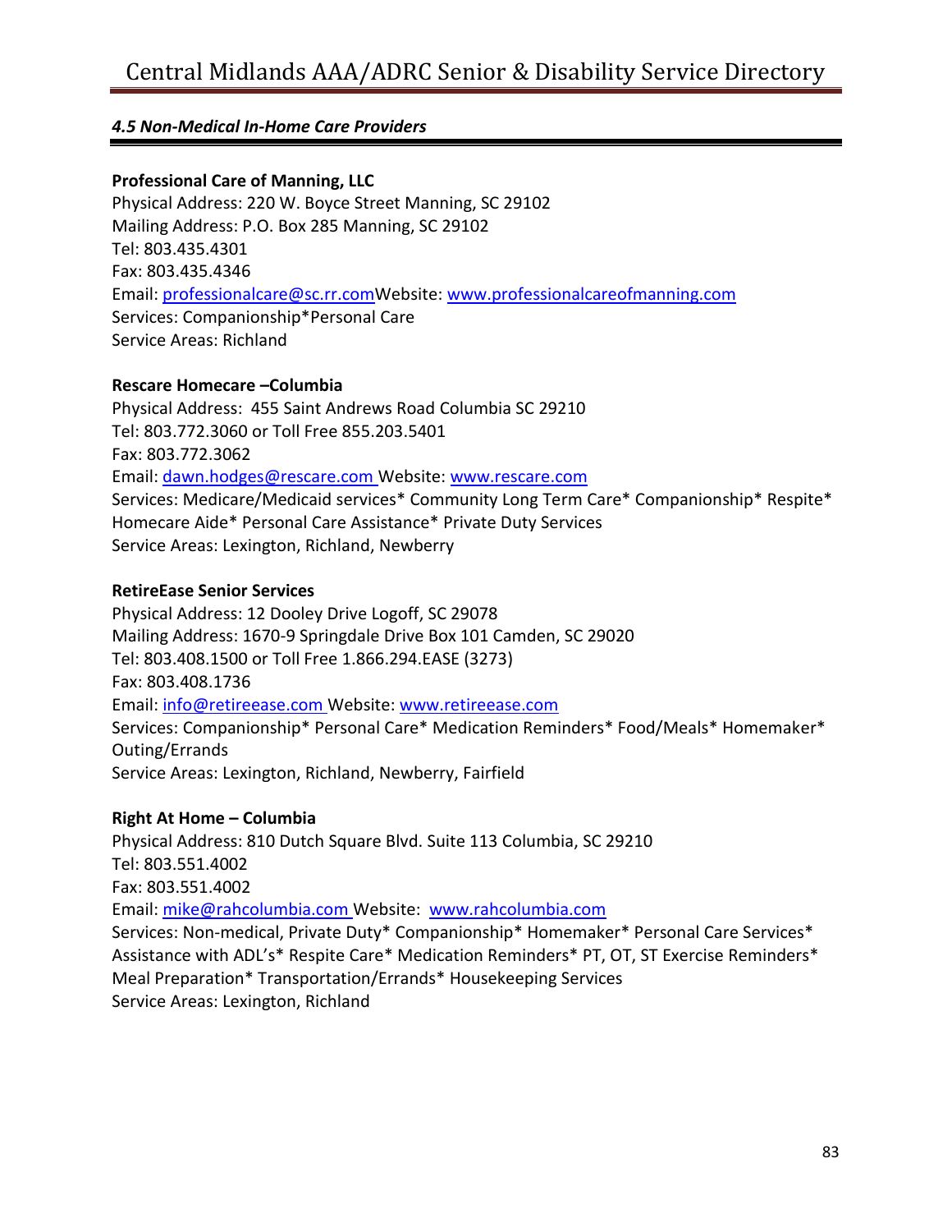### *4.5 Non-Medical In-Home Care Providers*

**Professional Care of Manning, LLC**
Physical Address: 220 W. Boyce Street Manning, SC 29102
Mailing Address: P.O. Box 285 Manning, SC 29102
Tel: 803.435.4301
Fax: 803.435.4346
Email: professionalcare@sc.rr.comWebsite: www.professionalcareofmanning.com
Services: Companionship*Personal Care
Service Areas: Richland

**Rescare Homecare –Columbia**
Physical Address: 455 Saint Andrews Road Columbia SC 29210
Tel: 803.772.3060 or Toll Free 855.203.5401
Fax: 803.772.3062
Email: dawn.hodges@rescare.com Website: www.rescare.com
Services: Medicare/Medicaid services* Community Long Term Care* Companionship* Respite* Homecare Aide* Personal Care Assistance* Private Duty Services
Service Areas: Lexington, Richland, Newberry

**RetireEase Senior Services**
Physical Address: 12 Dooley Drive Logoff, SC 29078
Mailing Address: 1670-9 Springdale Drive Box 101 Camden, SC 29020
Tel: 803.408.1500 or Toll Free 1.866.294.EASE (3273)
Fax: 803.408.1736
Email: info@retireease.com Website: www.retireease.com
Services: Companionship* Personal Care* Medication Reminders* Food/Meals* Homemaker* Outing/Errands
Service Areas: Lexington, Richland, Newberry, Fairfield

**Right At Home – Columbia**
Physical Address: 810 Dutch Square Blvd. Suite 113 Columbia, SC 29210
Tel: 803.551.4002
Fax: 803.551.4002
Email: mike@rahcolumbia.com Website: www.rahcolumbia.com
Services: Non-medical, Private Duty* Companionship* Homemaker* Personal Care Services* Assistance with ADL's* Respite Care* Medication Reminders* PT, OT, ST Exercise Reminders* Meal Preparation* Transportation/Errands* Housekeeping Services
Service Areas: Lexington, Richland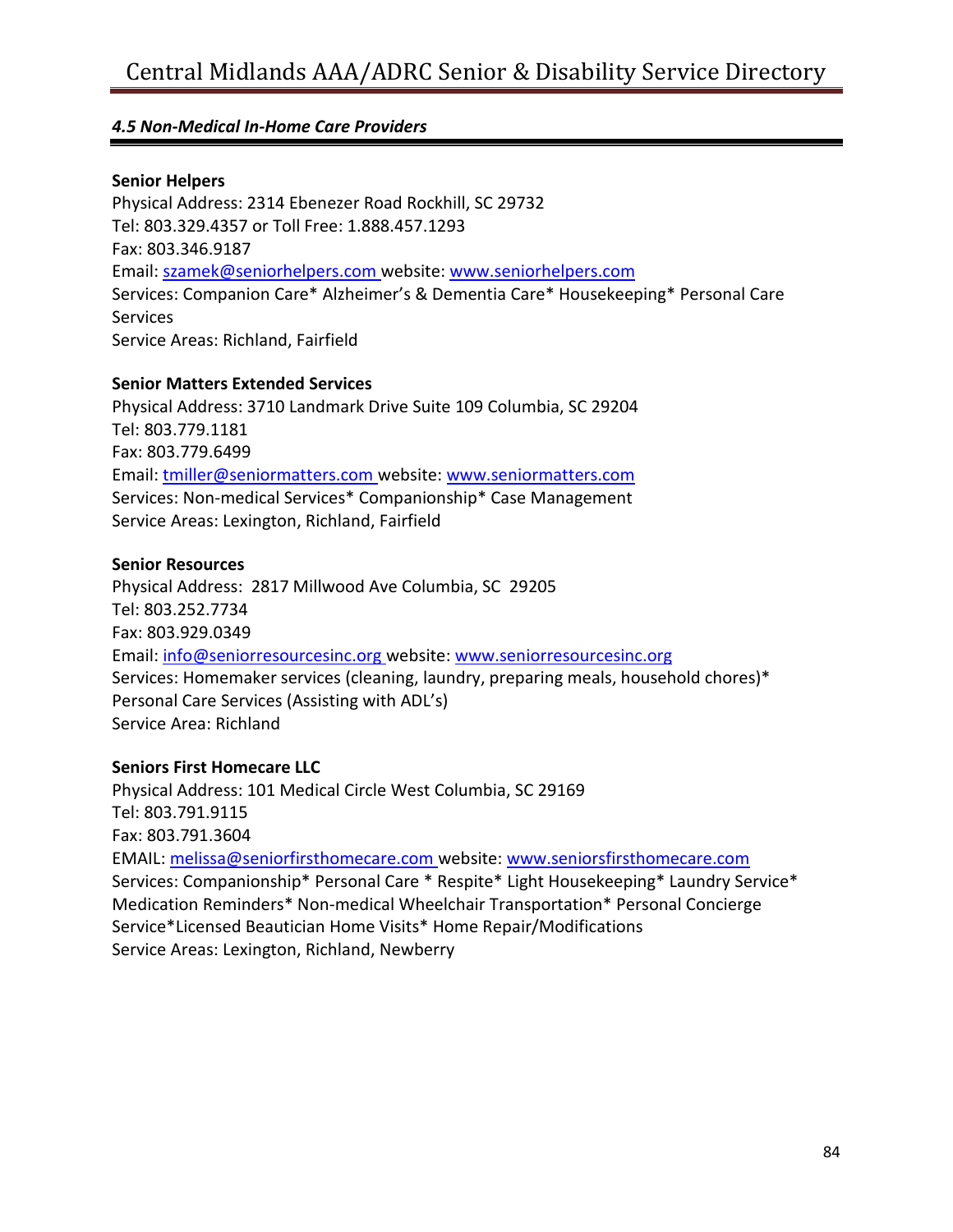### *4.5 Non-Medical In-Home Care Providers*

**Senior Helpers**
Physical Address: 2314 Ebenezer Road Rockhill, SC 29732
Tel: 803.329.4357 or Toll Free: 1.888.457.1293
Fax: 803.346.9187
Email: szamek@seniorhelpers.com website: www.seniorhelpers.com
Services: Companion Care* Alzheimer's & Dementia Care* Housekeeping* Personal Care Services
Service Areas: Richland, Fairfield

**Senior Matters Extended Services**
Physical Address: 3710 Landmark Drive Suite 109 Columbia, SC 29204
Tel: 803.779.1181
Fax: 803.779.6499
Email: tmiller@seniormatters.com website: www.seniormatters.com
Services: Non-medical Services* Companionship* Case Management
Service Areas: Lexington, Richland, Fairfield

**Senior Resources**
Physical Address: 2817 Millwood Ave Columbia, SC 29205
Tel: 803.252.7734
Fax: 803.929.0349
Email: info@seniorresourcesinc.org website: www.seniorresourcesinc.org
Services: Homemaker services (cleaning, laundry, preparing meals, household chores)* Personal Care Services (Assisting with ADL's)
Service Area: Richland

**Seniors First Homecare LLC**
Physical Address: 101 Medical Circle West Columbia, SC 29169
Tel: 803.791.9115
Fax: 803.791.3604
EMAIL: melissa@seniorfirsthomecare.com website: www.seniorsfirsthomecare.com
Services: Companionship* Personal Care * Respite* Light Housekeeping* Laundry Service* Medication Reminders* Non-medical Wheelchair Transportation* Personal Concierge Service*Licensed Beautician Home Visits* Home Repair/Modifications
Service Areas: Lexington, Richland, Newberry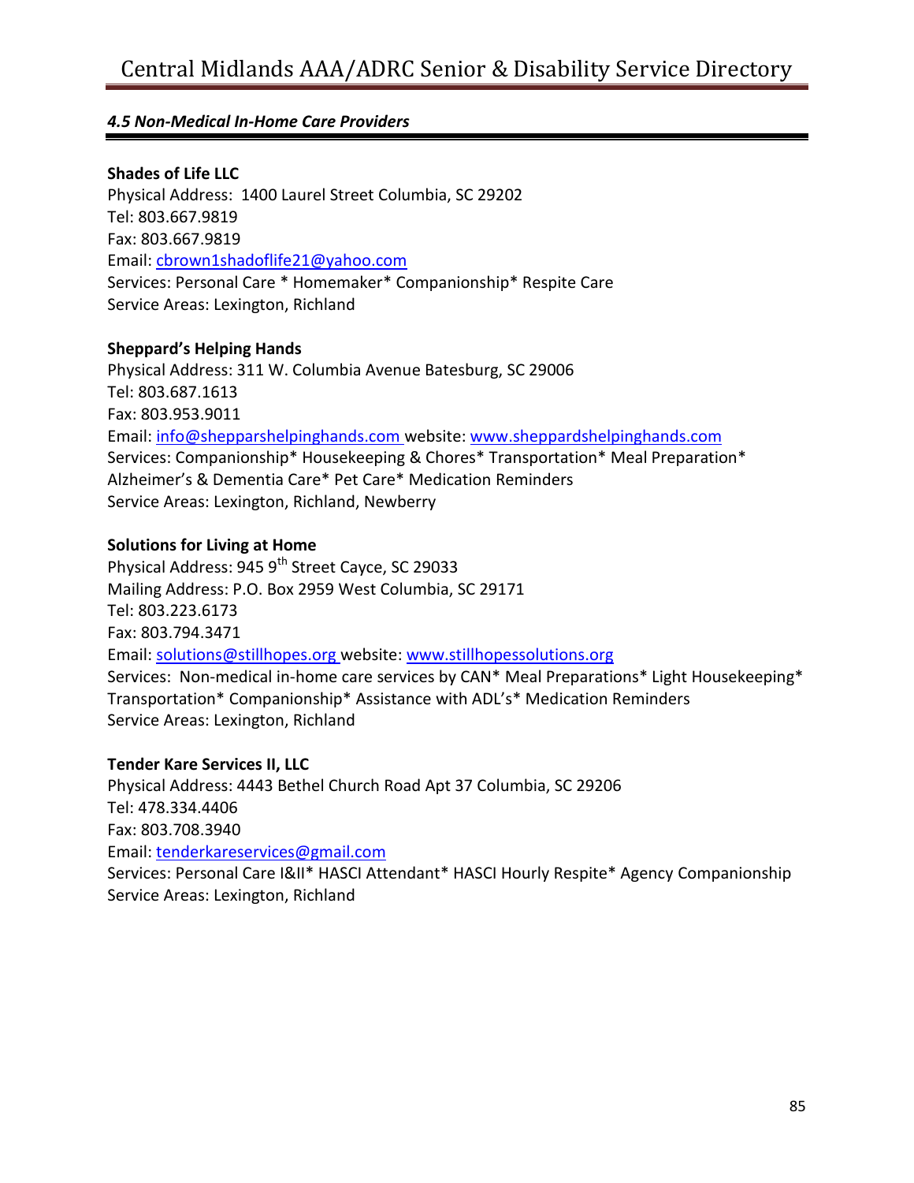### *4.5 Non-Medical In-Home Care Providers*

**Shades of Life LLC**
Physical Address: 1400 Laurel Street Columbia, SC 29202
Tel: 803.667.9819
Fax: 803.667.9819
Email: cbrown1shadoflife21@yahoo.com
Services: Personal Care * Homemaker* Companionship* Respite Care
Service Areas: Lexington, Richland

**Sheppard's Helping Hands**
Physical Address: 311 W. Columbia Avenue Batesburg, SC 29006
Tel: 803.687.1613
Fax: 803.953.9011
Email: info@shepparshelpinghands.com website: www.sheppardshelpinghands.com
Services: Companionship* Housekeeping & Chores* Transportation* Meal Preparation* Alzheimer's & Dementia Care* Pet Care* Medication Reminders
Service Areas: Lexington, Richland, Newberry

**Solutions for Living at Home**
Physical Address: 945 9th Street Cayce, SC 29033
Mailing Address: P.O. Box 2959 West Columbia, SC 29171
Tel: 803.223.6173
Fax: 803.794.3471
Email: solutions@stillhopes.org website: www.stillhopessolutions.org
Services: Non-medical in-home care services by CAN* Meal Preparations* Light Housekeeping* Transportation* Companionship* Assistance with ADL's* Medication Reminders
Service Areas: Lexington, Richland

**Tender Kare Services II, LLC**
Physical Address: 4443 Bethel Church Road Apt 37 Columbia, SC 29206
Tel: 478.334.4406
Fax: 803.708.3940
Email: tenderkareservices@gmail.com
Services: Personal Care I&II* HASCI Attendant* HASCI Hourly Respite* Agency Companionship
Service Areas: Lexington, Richland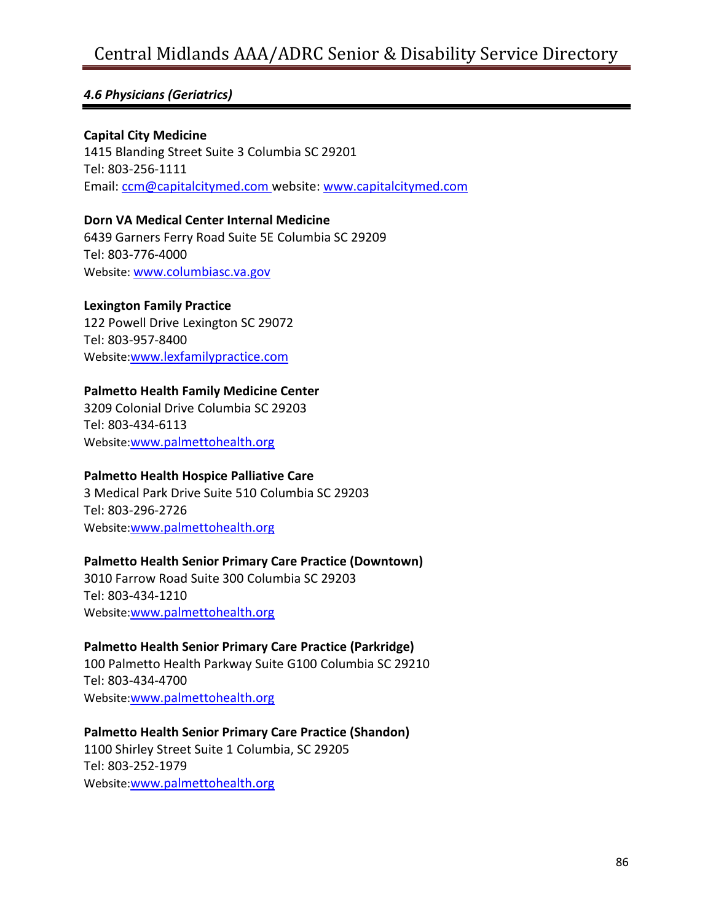### *4.6 Physicians (Geriatrics)*

**Capital City Medicine**
1415 Blanding Street Suite 3 Columbia SC 29201
Tel: 803-256-1111
Email: ccm@capitalcitymed.com website: www.capitalcitymed.com

**Dorn VA Medical Center Internal Medicine**
6439 Garners Ferry Road Suite 5E Columbia SC 29209
Tel: 803-776-4000
Website: www.columbiasc.va.gov

**Lexington Family Practice**
122 Powell Drive Lexington SC 29072
Tel: 803-957-8400
Website:www.lexfamilypractice.com

**Palmetto Health Family Medicine Center**
3209 Colonial Drive Columbia SC 29203
Tel: 803-434-6113
Website:www.palmettohealth.org

**Palmetto Health Hospice Palliative Care**
3 Medical Park Drive Suite 510 Columbia SC 29203
Tel: 803-296-2726
Website:www.palmettohealth.org

**Palmetto Health Senior Primary Care Practice (Downtown)**
3010 Farrow Road Suite 300 Columbia SC 29203
Tel: 803-434-1210
Website:www.palmettohealth.org

**Palmetto Health Senior Primary Care Practice (Parkridge)**
100 Palmetto Health Parkway Suite G100 Columbia SC 29210
Tel: 803-434-4700
Website:www.palmettohealth.org

**Palmetto Health Senior Primary Care Practice (Shandon)**
1100 Shirley Street Suite 1 Columbia, SC 29205
Tel: 803-252-1979
Website:www.palmettohealth.org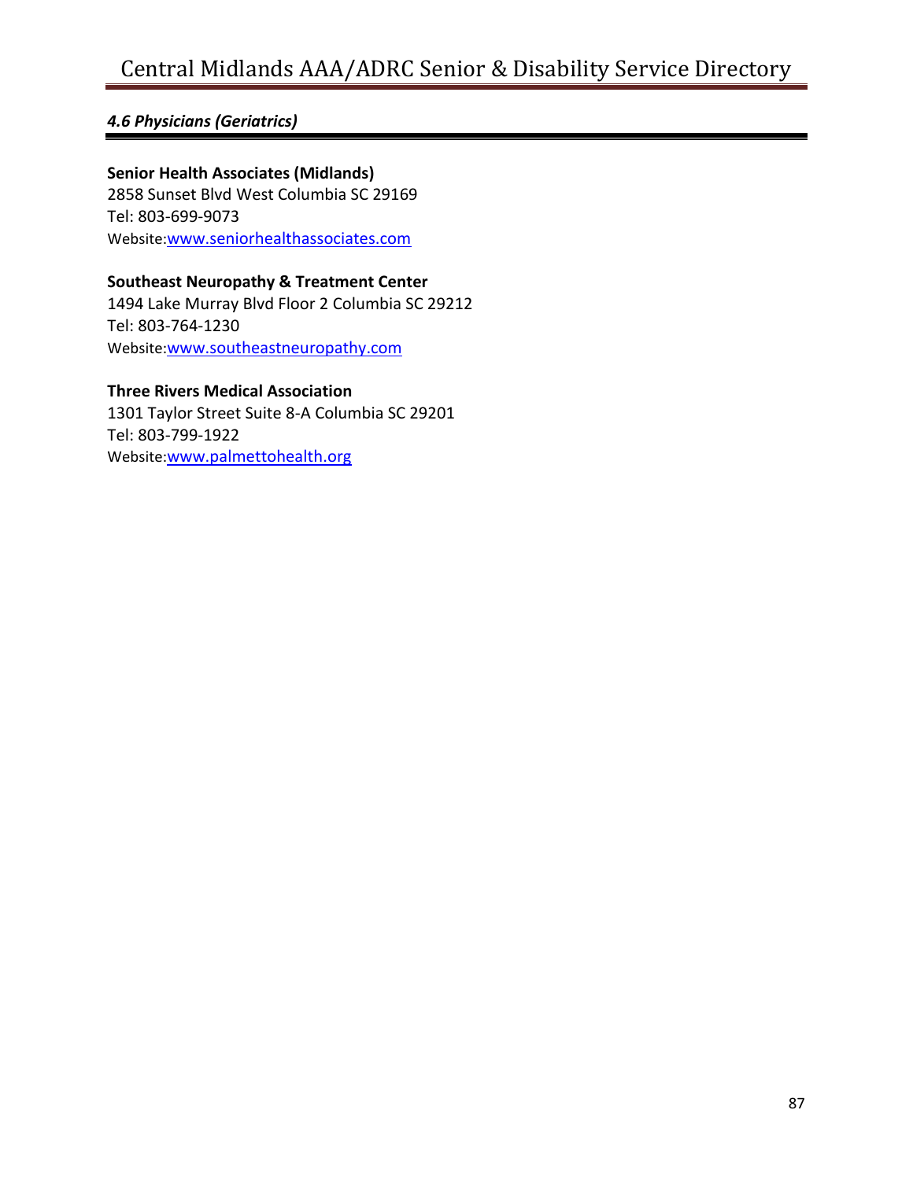### *4.6 Physicians (Geriatrics)*

**Senior Health Associates (Midlands)**
2858 Sunset Blvd West Columbia SC 29169
Tel: 803-699-9073
Website:www.seniorhealthassociates.com

**Southeast Neuropathy & Treatment Center**
1494 Lake Murray Blvd Floor 2 Columbia SC 29212
Tel: 803-764-1230
Website:www.southeastneuropathy.com

**Three Rivers Medical Association**
1301 Taylor Street Suite 8-A Columbia SC 29201
Tel: 803-799-1922
Website:www.palmettohealth.org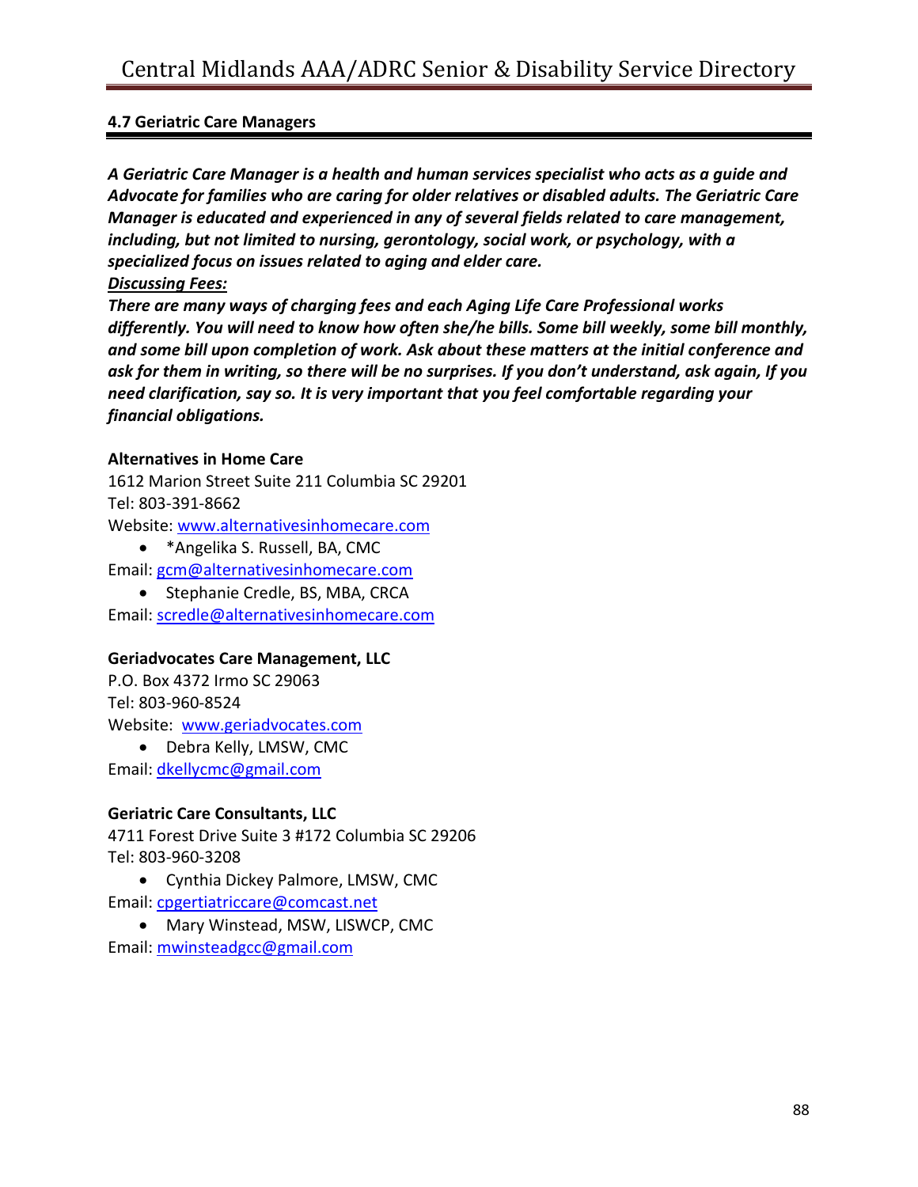**4.7 Geriatric Care Managers**

***A Geriatric Care Manager is a health and human services specialist who acts as a guide and Advocate for families who are caring for older relatives or disabled adults. The Geriatric Care Manager is educated and experienced in any of several fields related to care management, including, but not limited to nursing, gerontology, social work, or psychology, with a specialized focus on issues related to aging and elder care.***

***<u>Discussing Fees:</u>***

***There are many ways of charging fees and each Aging Life Care Professional works differently. You will need to know how often she/he bills. Some bill weekly, some bill monthly, and some bill upon completion of work. Ask about these matters at the initial conference and ask for them in writing, so there will be no surprises. If you don't understand, ask again, If you need clarification, say so. It is very important that you feel comfortable regarding your financial obligations.***

**Alternatives in Home Care**

1612 Marion Street Suite 211 Columbia SC 29201

Tel: 803-391-8662

Website: www.alternativesinhomecare.com

- *Angelika S. Russell, BA, CMC

Email: gcm@alternativesinhomecare.com

- Stephanie Credle, BS, MBA, CRCA

Email: scredle@alternativesinhomecare.com

**Geriadvocates Care Management, LLC**

P.O. Box 4372 Irmo SC 29063

Tel: 803-960-8524

Website: www.geriadvocates.com

- Debra Kelly, LMSW, CMC

Email: dkellycmc@gmail.com

**Geriatric Care Consultants, LLC**

4711 Forest Drive Suite 3 #172 Columbia SC 29206

Tel: 803-960-3208

- Cynthia Dickey Palmore, LMSW, CMC

Email: cpgertiatriccare@comcast.net

- Mary Winstead, MSW, LISWCP, CMC

Email: mwinsteadgcc@gmail.com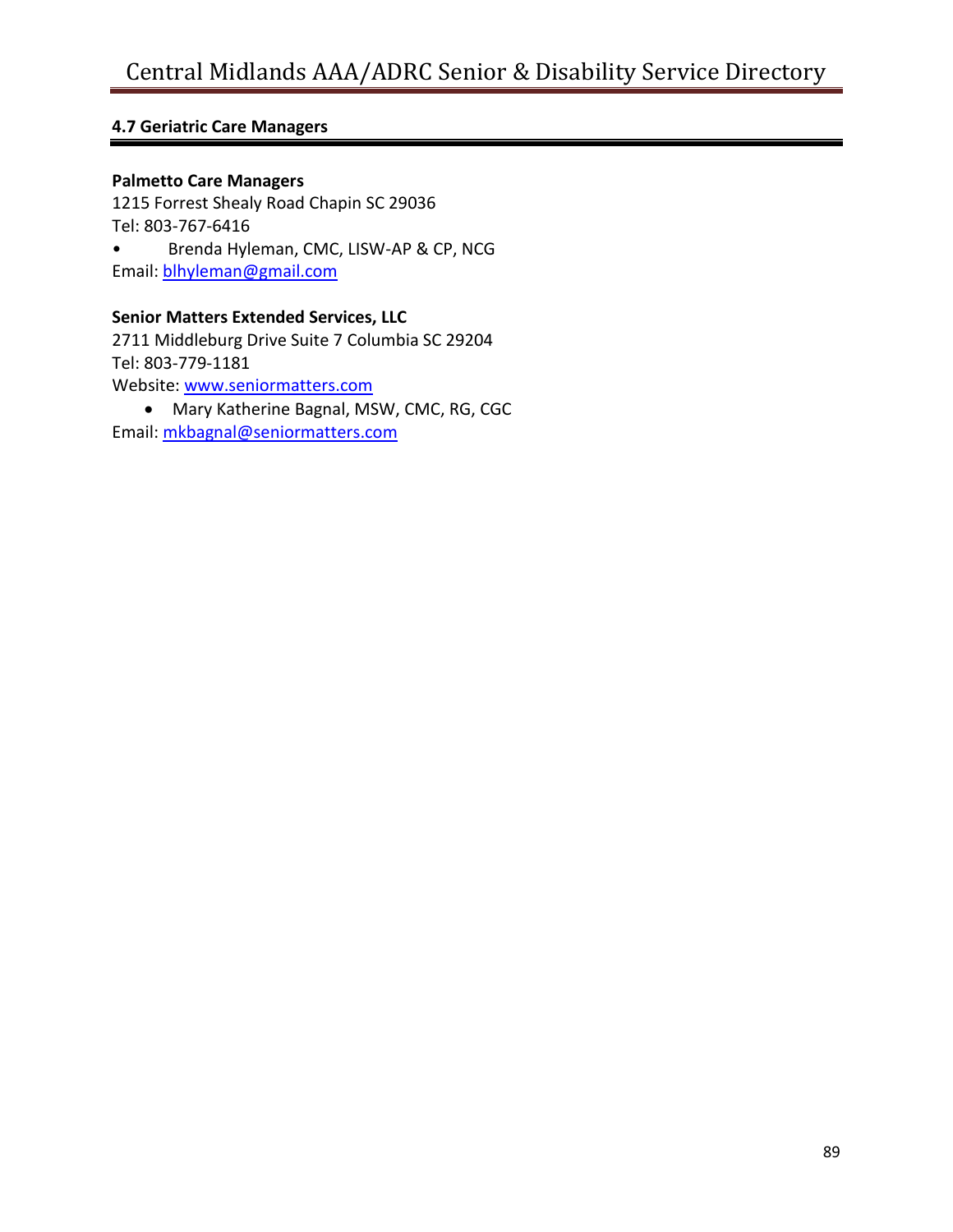## 4.7 Geriatric Care Managers

**Palmetto Care Managers**
1215 Forrest Shealy Road Chapin SC 29036
Tel: 803-767-6416

- Brenda Hyleman, CMC, LISW-AP & CP, NCG

Email: blhyleman@gmail.com

**Senior Matters Extended Services, LLC**
2711 Middleburg Drive Suite 7 Columbia SC 29204
Tel: 803-779-1181
Website: www.seniormatters.com

- Mary Katherine Bagnal, MSW, CMC, RG, CGC

Email: mkbagnal@seniormatters.com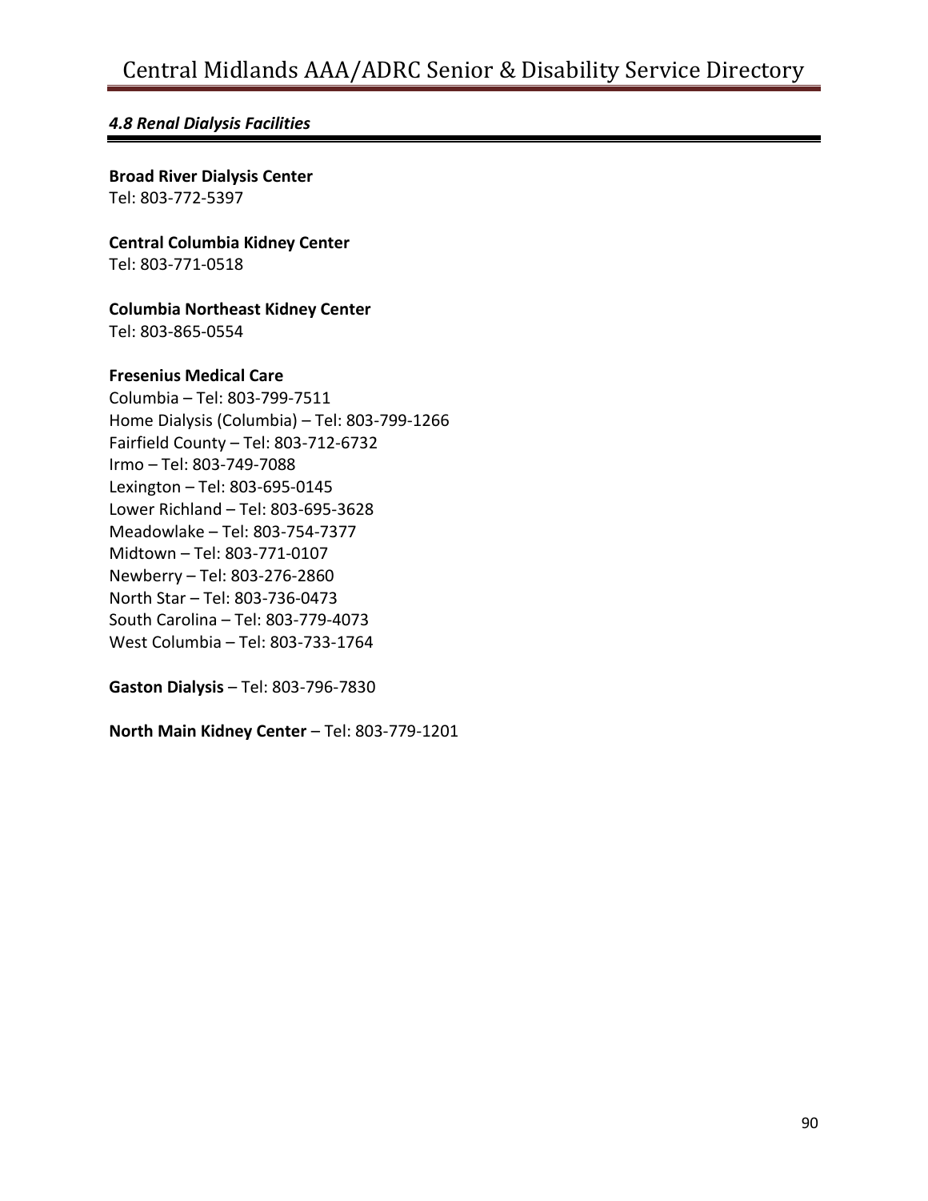### *4.8 Renal Dialysis Facilities*

**Broad River Dialysis Center**
Tel: 803-772-5397

**Central Columbia Kidney Center**
Tel: 803-771-0518

**Columbia Northeast Kidney Center**
Tel: 803-865-0554

**Fresenius Medical Care**
Columbia – Tel: 803-799-7511
Home Dialysis (Columbia) – Tel: 803-799-1266
Fairfield County – Tel: 803-712-6732
Irmo – Tel: 803-749-7088
Lexington – Tel: 803-695-0145
Lower Richland – Tel: 803-695-3628
Meadowlake – Tel: 803-754-7377
Midtown – Tel: 803-771-0107
Newberry – Tel: 803-276-2860
North Star – Tel: 803-736-0473
South Carolina – Tel: 803-779-4073
West Columbia – Tel: 803-733-1764

**Gaston Dialysis** – Tel: 803-796-7830

**North Main Kidney Center** – Tel: 803-779-1201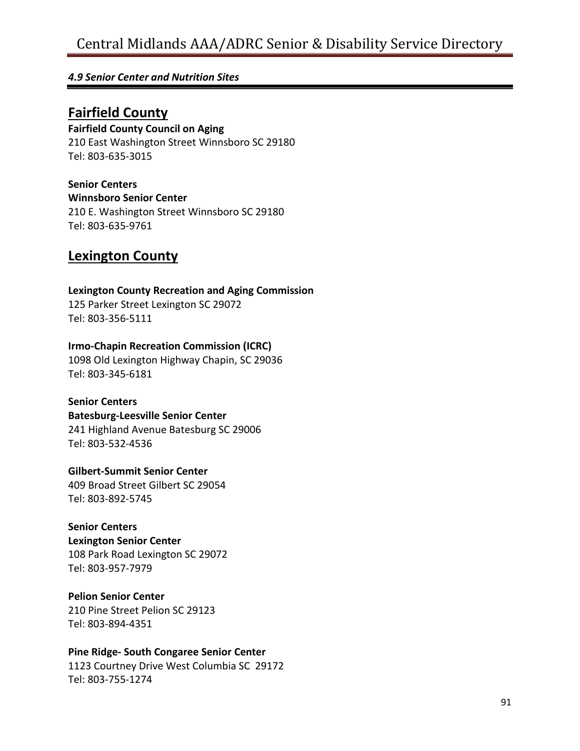*4.9 Senior Center and Nutrition Sites*

## Fairfield County

**Fairfield County Council on Aging**
210 East Washington Street Winnsboro SC 29180
Tel: 803-635-3015

**Senior Centers**
**Winnsboro Senior Center**
210 E. Washington Street Winnsboro SC 29180
Tel: 803-635-9761

## Lexington County

**Lexington County Recreation and Aging Commission**
125 Parker Street Lexington SC 29072
Tel: 803-356-5111

**Irmo-Chapin Recreation Commission (ICRC)**
1098 Old Lexington Highway Chapin, SC 29036
Tel: 803-345-6181

**Senior Centers**
**Batesburg-Leesville Senior Center**
241 Highland Avenue Batesburg SC 29006
Tel: 803-532-4536

**Gilbert-Summit Senior Center**
409 Broad Street Gilbert SC 29054
Tel: 803-892-5745

**Senior Centers**
**Lexington Senior Center**
108 Park Road Lexington SC 29072
Tel: 803-957-7979

**Pelion Senior Center**
210 Pine Street Pelion SC 29123
Tel: 803-894-4351

**Pine Ridge- South Congaree Senior Center**
1123 Courtney Drive West Columbia SC 29172
Tel: 803-755-1274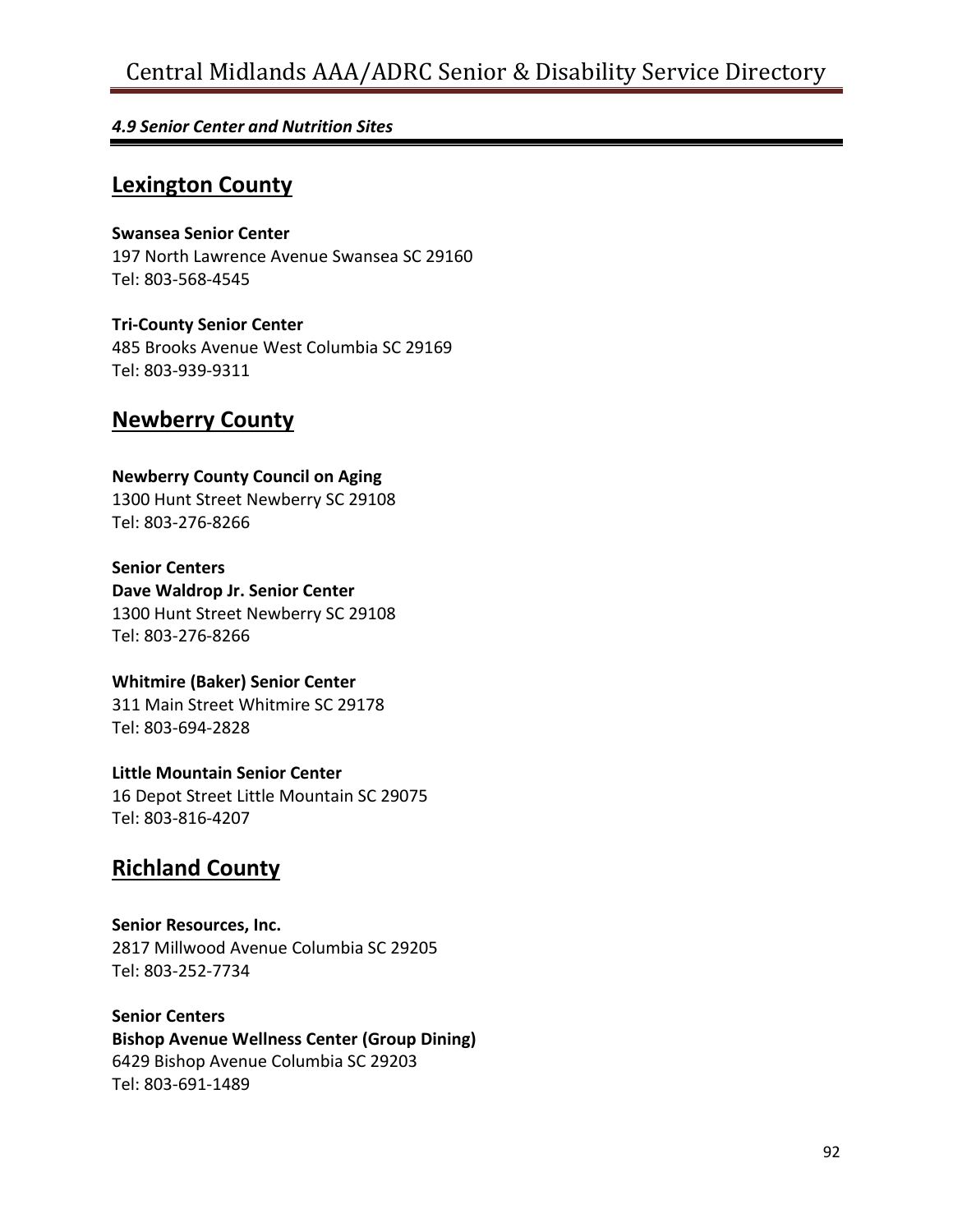*4.9 Senior Center and Nutrition Sites*

## Lexington County

**Swansea Senior Center**
197 North Lawrence Avenue Swansea SC 29160
Tel: 803-568-4545

**Tri-County Senior Center**
485 Brooks Avenue West Columbia SC 29169
Tel: 803-939-9311

## Newberry County

**Newberry County Council on Aging**
1300 Hunt Street Newberry SC 29108
Tel: 803-276-8266

**Senior Centers**
**Dave Waldrop Jr. Senior Center**
1300 Hunt Street Newberry SC 29108
Tel: 803-276-8266

**Whitmire (Baker) Senior Center**
311 Main Street Whitmire SC 29178
Tel: 803-694-2828

**Little Mountain Senior Center**
16 Depot Street Little Mountain SC 29075
Tel: 803-816-4207

## Richland County

**Senior Resources, Inc.**
2817 Millwood Avenue Columbia SC 29205
Tel: 803-252-7734

**Senior Centers**
**Bishop Avenue Wellness Center (Group Dining)**
6429 Bishop Avenue Columbia SC 29203
Tel: 803-691-1489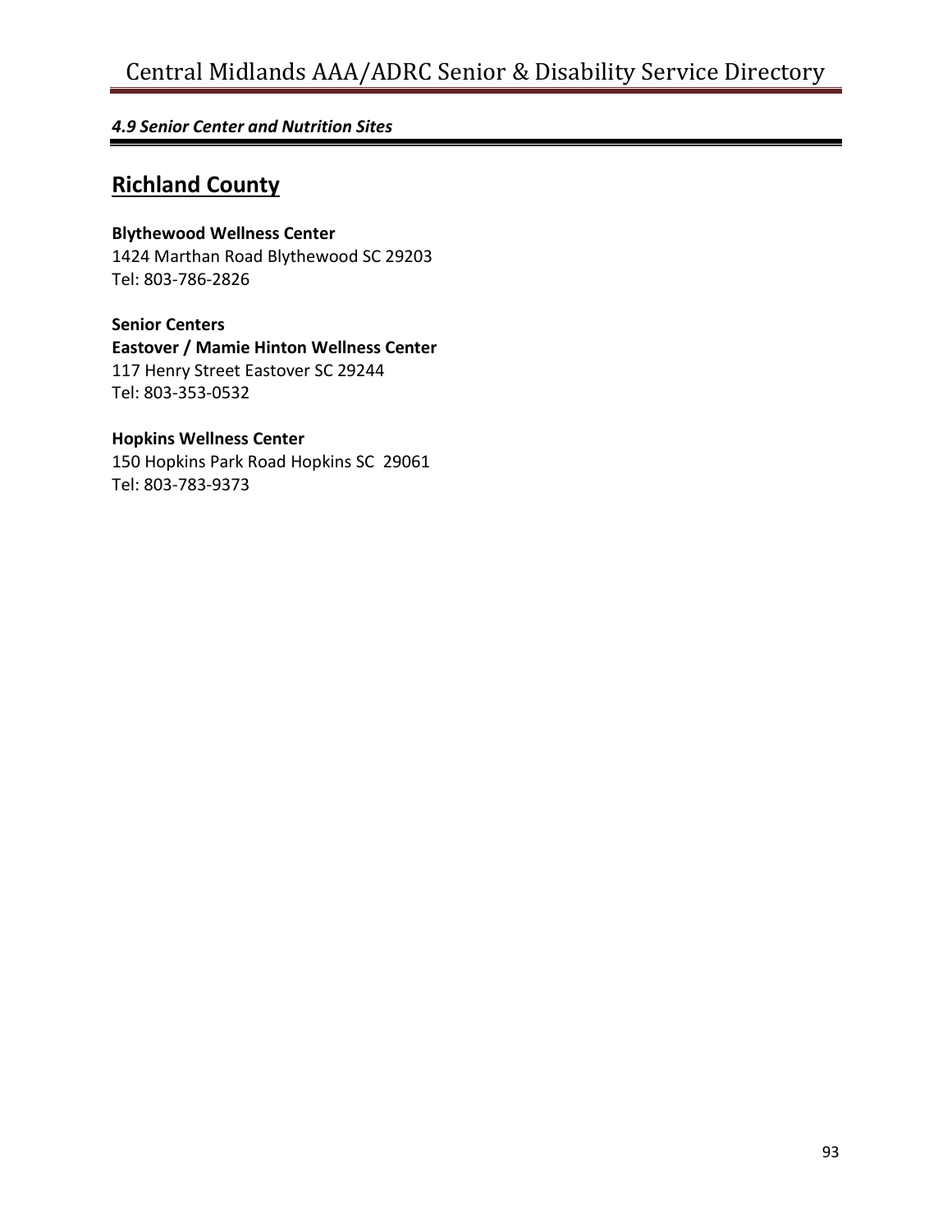*4.9 Senior Center and Nutrition Sites*

## Richland County

**Blythewood Wellness Center**
1424 Marthan Road Blythewood SC 29203
Tel: 803-786-2826

**Senior Centers**
**Eastover / Mamie Hinton Wellness Center**
117 Henry Street Eastover SC 29244
Tel: 803-353-0532

**Hopkins Wellness Center**
150 Hopkins Park Road Hopkins SC 29061
Tel: 803-783-9373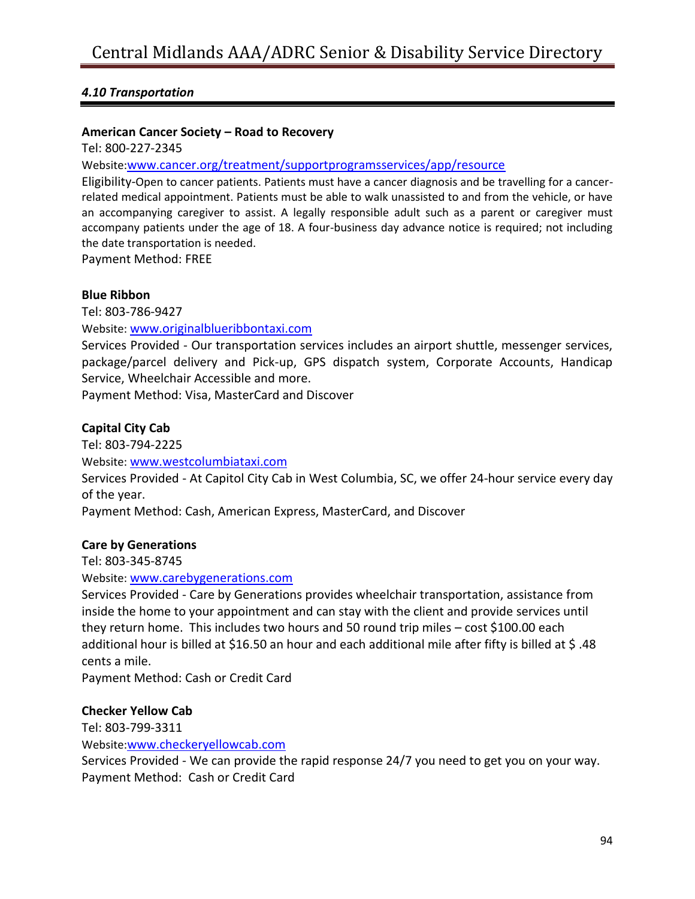### *4.10 Transportation*

**American Cancer Society – Road to Recovery**

Tel: 800-227-2345

Website:[www.cancer.org/treatment/supportprogramsservices/app/resource](www.cancer.org/treatment/supportprogramsservices/app/resource)

Eligibility-Open to cancer patients. Patients must have a cancer diagnosis and be travelling for a cancer-related medical appointment. Patients must be able to walk unassisted to and from the vehicle, or have an accompanying caregiver to assist. A legally responsible adult such as a parent or caregiver must accompany patients under the age of 18. A four-business day advance notice is required; not including the date transportation is needed.

Payment Method: FREE

**Blue Ribbon**

Tel: 803-786-9427

Website: [www.originalblueribbontaxi.com](www.originalblueribbontaxi.com)

Services Provided - Our transportation services includes an airport shuttle, messenger services, package/parcel delivery and Pick-up, GPS dispatch system, Corporate Accounts, Handicap Service, Wheelchair Accessible and more.

Payment Method: Visa, MasterCard and Discover

**Capital City Cab**

Tel: 803-794-2225

Website: [www.westcolumbiataxi.com](www.westcolumbiataxi.com)

Services Provided - At Capitol City Cab in West Columbia, SC, we offer 24-hour service every day of the year.

Payment Method: Cash, American Express, MasterCard, and Discover

**Care by Generations**

Tel: 803-345-8745

Website: [www.carebygenerations.com](www.carebygenerations.com)

Services Provided - Care by Generations provides wheelchair transportation, assistance from inside the home to your appointment and can stay with the client and provide services until they return home. This includes two hours and 50 round trip miles – cost $100.00 each additional hour is billed at $16.50 an hour and each additional mile after fifty is billed at $ .48 cents a mile.

Payment Method: Cash or Credit Card

**Checker Yellow Cab**

Tel: 803-799-3311

Website:[www.checkeryellowcab.com](www.checkeryellowcab.com)

Services Provided - We can provide the rapid response 24/7 you need to get you on your way.

Payment Method: Cash or Credit Card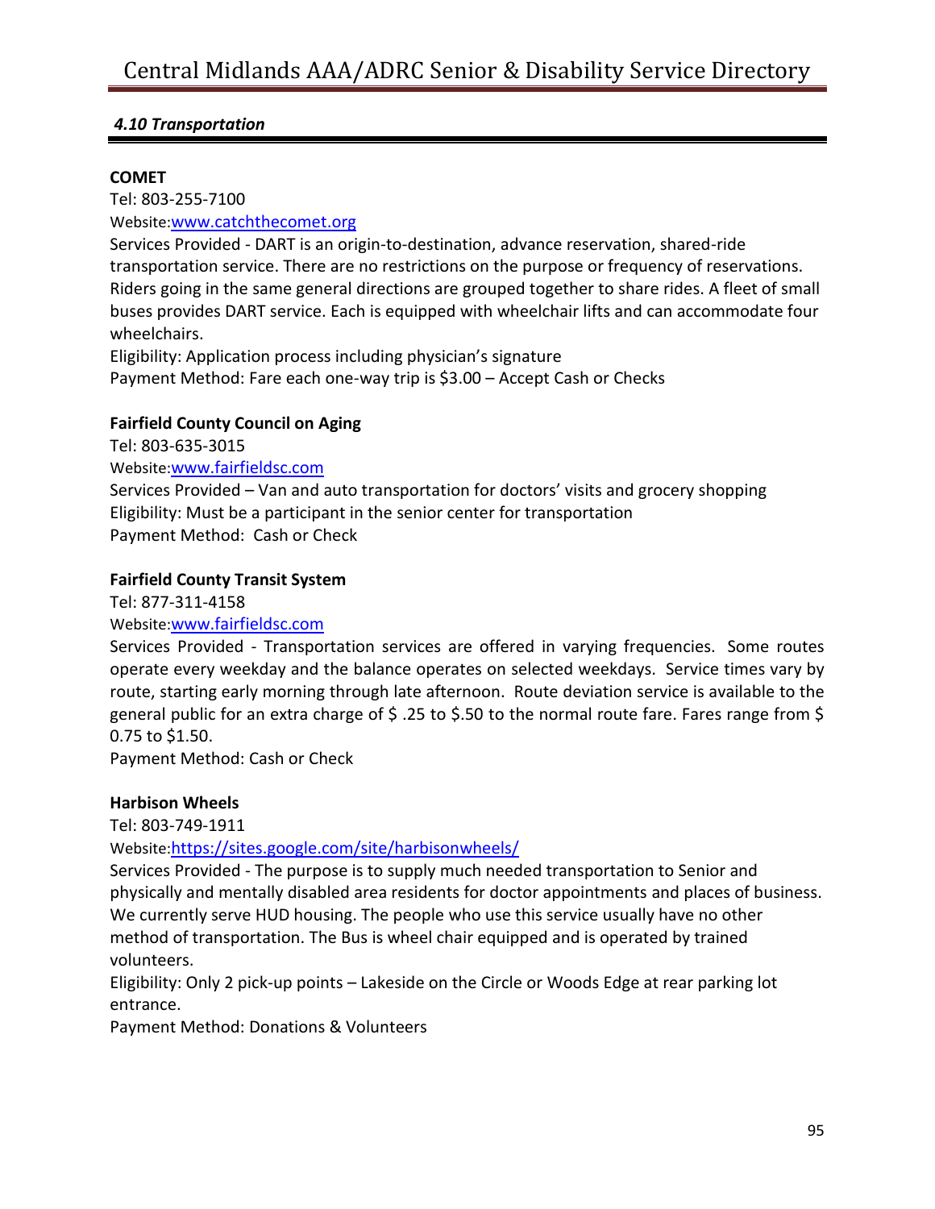#### *4.10 Transportation*

**COMET**
Tel: 803-255-7100
Website:[www.catchthecomet.org](www.catchthecomet.org)
Services Provided - DART is an origin-to-destination, advance reservation, shared-ride transportation service. There are no restrictions on the purpose or frequency of reservations. Riders going in the same general directions are grouped together to share rides. A fleet of small buses provides DART service. Each is equipped with wheelchair lifts and can accommodate four wheelchairs.
Eligibility: Application process including physician's signature
Payment Method: Fare each one-way trip is $3.00 – Accept Cash or Checks

**Fairfield County Council on Aging**
Tel: 803-635-3015
Website:[www.fairfieldsc.com](www.fairfieldsc.com)
Services Provided – Van and auto transportation for doctors' visits and grocery shopping
Eligibility: Must be a participant in the senior center for transportation
Payment Method: Cash or Check

**Fairfield County Transit System**
Tel: 877-311-4158
Website:[www.fairfieldsc.com](www.fairfieldsc.com)
Services Provided - Transportation services are offered in varying frequencies. Some routes operate every weekday and the balance operates on selected weekdays. Service times vary by route, starting early morning through late afternoon. Route deviation service is available to the general public for an extra charge of $ .25 to $.50 to the normal route fare. Fares range from $ 0.75 to $1.50.
Payment Method: Cash or Check

**Harbison Wheels**
Tel: 803-749-1911
Website:[https://sites.google.com/site/harbisonwheels/](https://sites.google.com/site/harbisonwheels/)
Services Provided - The purpose is to supply much needed transportation to Senior and physically and mentally disabled area residents for doctor appointments and places of business. We currently serve HUD housing. The people who use this service usually have no other method of transportation. The Bus is wheel chair equipped and is operated by trained volunteers.
Eligibility: Only 2 pick-up points – Lakeside on the Circle or Woods Edge at rear parking lot entrance.
Payment Method: Donations & Volunteers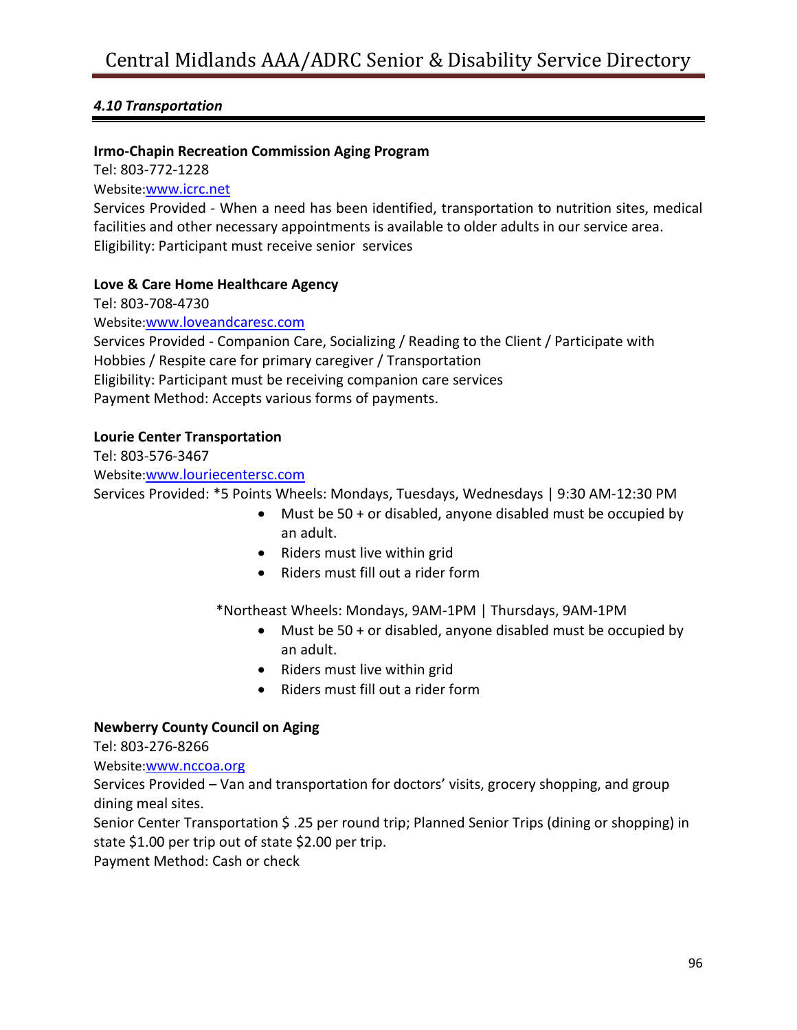### *4.10 Transportation*

**Irmo-Chapin Recreation Commission Aging Program**
Tel: 803-772-1228
Website:[www.icrc.net](http://www.icrc.net)
Services Provided - When a need has been identified, transportation to nutrition sites, medical facilities and other necessary appointments is available to older adults in our service area.
Eligibility: Participant must receive senior services

**Love & Care Home Healthcare Agency**
Tel: 803-708-4730
Website:[www.loveandcaresc.com](http://www.loveandcaresc.com)
Services Provided - Companion Care, Socializing / Reading to the Client / Participate with Hobbies / Respite care for primary caregiver / Transportation
Eligibility: Participant must be receiving companion care services
Payment Method: Accepts various forms of payments.

**Lourie Center Transportation**
Tel: 803-576-3467
Website:[www.louriecentersc.com](http://www.louriecentersc.com)
Services Provided: *5 Points Wheels: Mondays, Tuesdays, Wednesdays | 9:30 AM-12:30 PM

- Must be 50 + or disabled, anyone disabled must be occupied by an adult.
- Riders must live within grid
- Riders must fill out a rider form

*Northeast Wheels: Mondays, 9AM-1PM | Thursdays, 9AM-1PM

- Must be 50 + or disabled, anyone disabled must be occupied by an adult.
- Riders must live within grid
- Riders must fill out a rider form

**Newberry County Council on Aging**
Tel: 803-276-8266
Website:[www.nccoa.org](http://www.nccoa.org)
Services Provided – Van and transportation for doctors' visits, grocery shopping, and group dining meal sites.
Senior Center Transportation $ .25 per round trip; Planned Senior Trips (dining or shopping) in state $1.00 per trip out of state $2.00 per trip.
Payment Method: Cash or check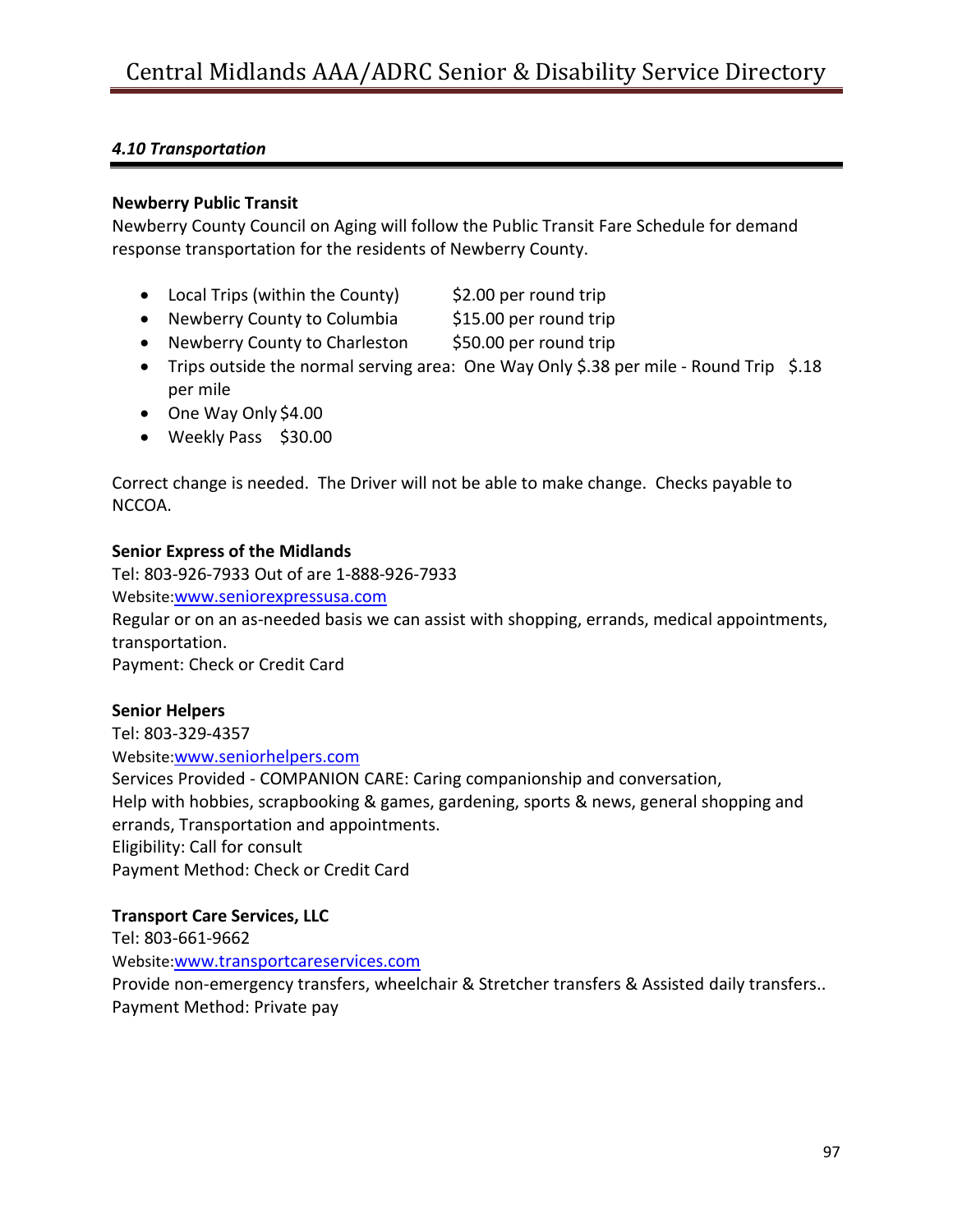### *4.10 Transportation*

**Newberry Public Transit**

Newberry County Council on Aging will follow the Public Transit Fare Schedule for demand response transportation for the residents of Newberry County.

- Local Trips (within the County) $2.00 per round trip
- Newberry County to Columbia $15.00 per round trip
- Newberry County to Charleston $50.00 per round trip
- Trips outside the normal serving area: One Way Only $.38 per mile - Round Trip $.18 per mile
- One Way Only $4.00
- Weekly Pass $30.00

Correct change is needed. The Driver will not be able to make change. Checks payable to NCCOA.

**Senior Express of the Midlands**

Tel: 803-926-7933 Out of are 1-888-926-7933

Website:www.seniorexpressusa.com

Regular or on an as-needed basis we can assist with shopping, errands, medical appointments, transportation.

Payment: Check or Credit Card

**Senior Helpers**

Tel: 803-329-4357

Website:www.seniorhelpers.com

Services Provided - COMPANION CARE: Caring companionship and conversation, Help with hobbies, scrapbooking & games, gardening, sports & news, general shopping and errands, Transportation and appointments.

Eligibility: Call for consult

Payment Method: Check or Credit Card

**Transport Care Services, LLC**

Tel: 803-661-9662

Website:www.transportcareservices.com

Provide non-emergency transfers, wheelchair & Stretcher transfers & Assisted daily transfers..

Payment Method: Private pay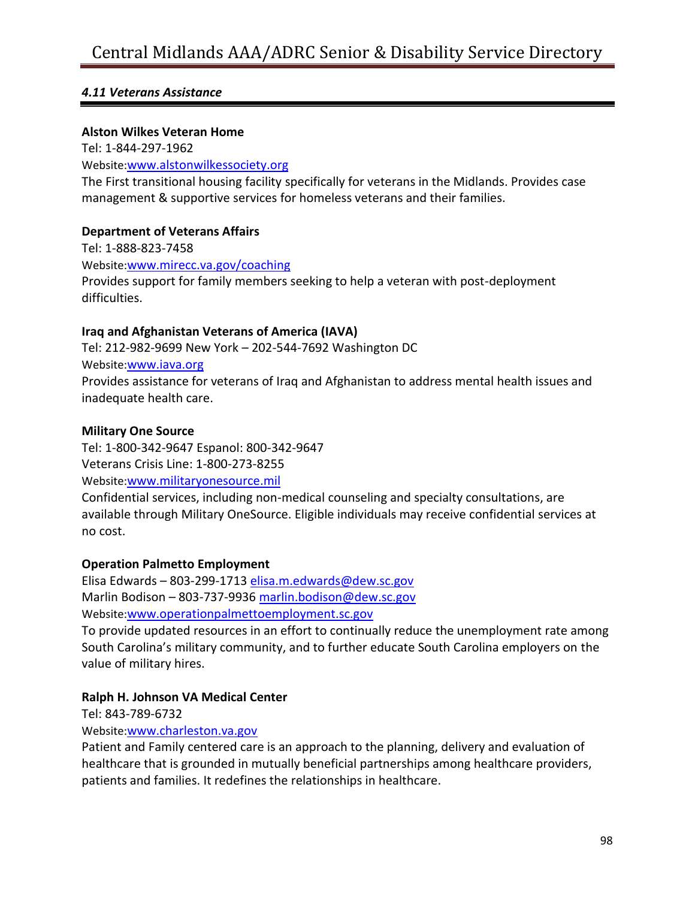### *4.11 Veterans Assistance*

**Alston Wilkes Veteran Home**
Tel: 1-844-297-1962
Website:www.alstonwilkessociety.org
The First transitional housing facility specifically for veterans in the Midlands. Provides case management & supportive services for homeless veterans and their families.

**Department of Veterans Affairs**
Tel: 1-888-823-7458
Website:www.mirecc.va.gov/coaching
Provides support for family members seeking to help a veteran with post-deployment difficulties.

**Iraq and Afghanistan Veterans of America (IAVA)**
Tel: 212-982-9699 New York – 202-544-7692 Washington DC
Website:www.iava.org
Provides assistance for veterans of Iraq and Afghanistan to address mental health issues and inadequate health care.

**Military One Source**
Tel: 1-800-342-9647 Espanol: 800-342-9647
Veterans Crisis Line: 1-800-273-8255
Website:www.militaryonesource.mil
Confidential services, including non-medical counseling and specialty consultations, are available through Military OneSource. Eligible individuals may receive confidential services at no cost.

**Operation Palmetto Employment**
Elisa Edwards – 803-299-1713 elisa.m.edwards@dew.sc.gov
Marlin Bodison – 803-737-9936 marlin.bodison@dew.sc.gov
Website:www.operationpalmettoemployment.sc.gov
To provide updated resources in an effort to continually reduce the unemployment rate among South Carolina's military community, and to further educate South Carolina employers on the value of military hires.

**Ralph H. Johnson VA Medical Center**
Tel: 843-789-6732
Website:www.charleston.va.gov
Patient and Family centered care is an approach to the planning, delivery and evaluation of healthcare that is grounded in mutually beneficial partnerships among healthcare providers, patients and families. It redefines the relationships in healthcare.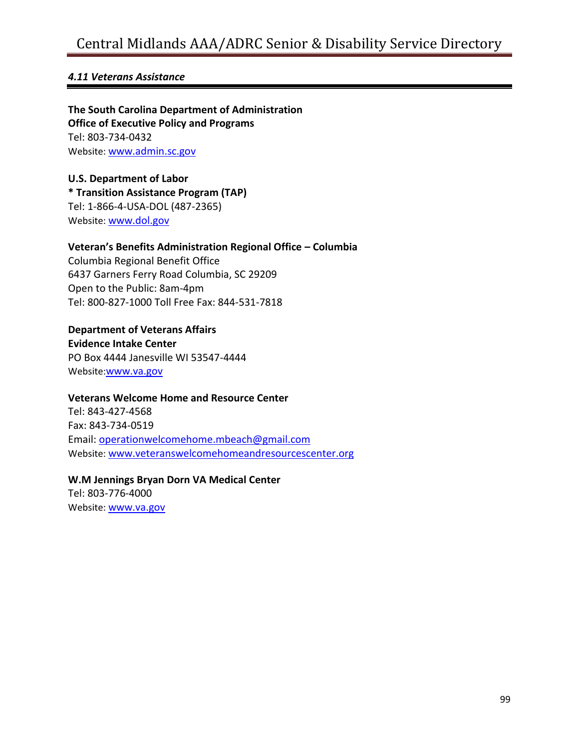### *4.11 Veterans Assistance*

**The South Carolina Department of Administration**
**Office of Executive Policy and Programs**
Tel: 803-734-0432
Website: www.admin.sc.gov

**U.S. Department of Labor**
*** Transition Assistance Program (TAP)**
Tel: 1-866-4-USA-DOL (487-2365)
Website: www.dol.gov

**Veteran's Benefits Administration Regional Office – Columbia**
Columbia Regional Benefit Office
6437 Garners Ferry Road Columbia, SC 29209
Open to the Public: 8am-4pm
Tel: 800-827-1000 Toll Free Fax: 844-531-7818

**Department of Veterans Affairs**
**Evidence Intake Center**
PO Box 4444 Janesville WI 53547-4444
Website:www.va.gov

**Veterans Welcome Home and Resource Center**
Tel: 843-427-4568
Fax: 843-734-0519
Email: operationwelcomehome.mbeach@gmail.com
Website: www.veteranswelcomehomeandresourcescenter.org

**W.M Jennings Bryan Dorn VA Medical Center**
Tel: 803-776-4000
Website: www.va.gov